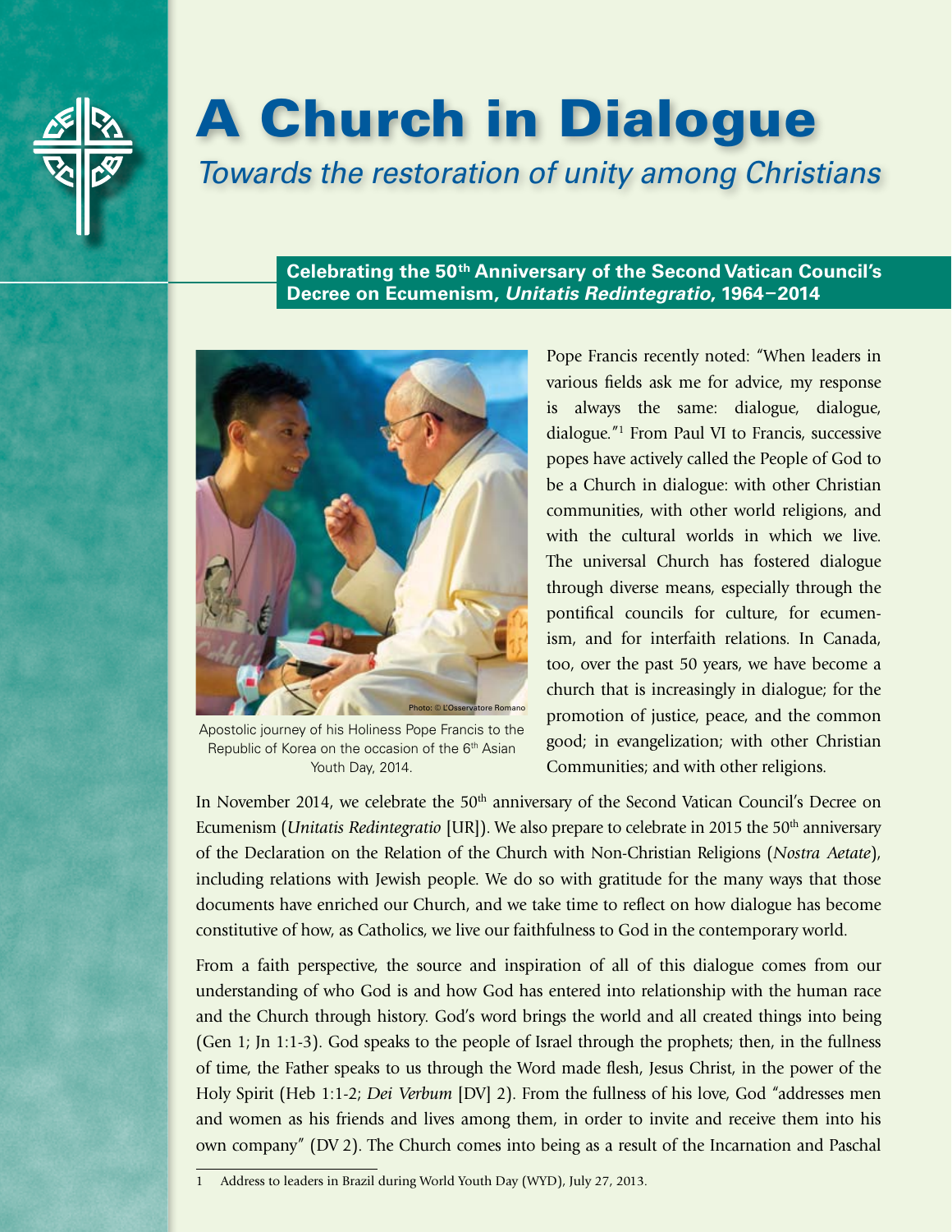# A Church in Dialogue

*Towards the restoration of unity among Christians*

**Celebrating the 50th Anniversary of the Second Vatican Council's Decree on Ecumenism, *Unitatis Redintegratio*, 1964–2014**

Photo: © L'Osservatore Romano

Apostolic journey of his Holiness Pope Francis to the Republic of Korea on the occasion of the 6th Asian Youth Day, 2014.

Pope Francis recently noted: "When leaders in various fields ask me for advice, my response is always the same: dialogue, dialogue, dialogue."[1] From Paul VI to Francis, successive popes have actively called the People of God to be a Church in dialogue: with other Christian communities, with other world religions, and with the cultural worlds in which we live. The universal Church has fostered dialogue through diverse means, especially through the pontifical councils for culture, for ecumenism, and for interfaith relations. In Canada, too, over the past 50 years, we have become a church that is increasingly in dialogue; for the promotion of justice, peace, and the common good; in evangelization; with other Christian Communities; and with other religions.

In November 2014, we celebrate the 50th anniversary of the Second Vatican Council's Decree on Ecumenism (*Unitatis Redintegratio* [UR]). We also prepare to celebrate in 2015 the 50th anniversary of the Declaration on the Relation of the Church with Non-Christian Religions (*Nostra Aetate*), including relations with Jewish people. We do so with gratitude for the many ways that those documents have enriched our Church, and we take time to reflect on how dialogue has become constitutive of how, as Catholics, we live our faithfulness to God in the contemporary world.

From a faith perspective, the source and inspiration of all of this dialogue comes from our understanding of who God is and how God has entered into relationship with the human race and the Church through history. God's word brings the world and all created things into being (Gen 1; Jn 1:1-3). God speaks to the people of Israel through the prophets; then, in the fullness of time, the Father speaks to us through the Word made flesh, Jesus Christ, in the power of the Holy Spirit (Heb 1:1-2; *Dei Verbum* [DV] 2). From the fullness of his love, God "addresses men and women as his friends and lives among them, in order to invite and receive them into his own company" (DV 2). The Church comes into being as a result of the Incarnation and Paschal

---

1 Address to leaders in Brazil during World Youth Day (WYD), July 27, 2013.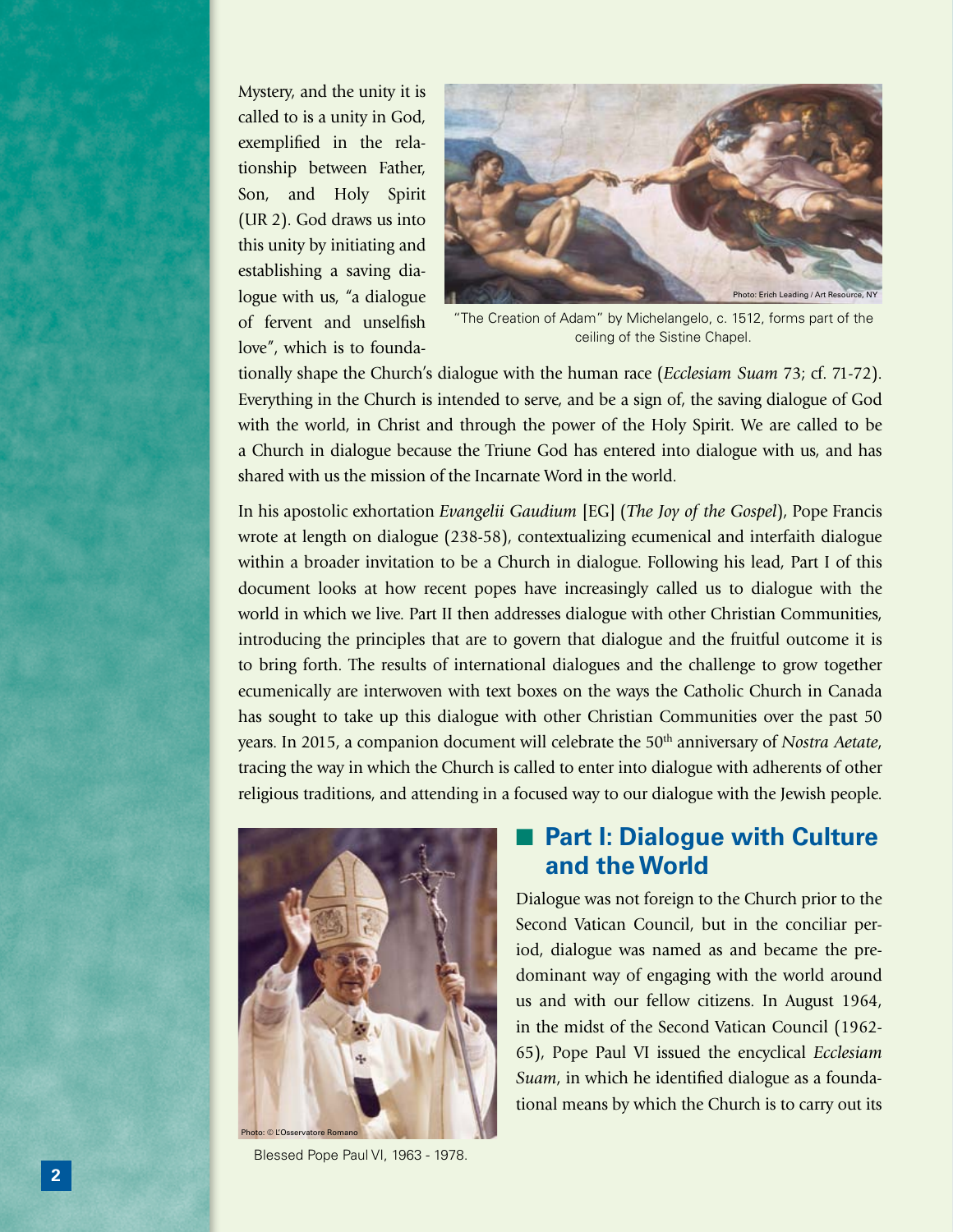Mystery, and the unity it is called to is a unity in God, exemplified in the relationship between Father, Son, and Holy Spirit (UR 2). God draws us into this unity by initiating and establishing a saving dialogue with us, "a dialogue of fervent and unselfish love", which is to foundationally shape the Church's dialogue with the human race (*Ecclesiam Suam* 73; cf. 71-72). Everything in the Church is intended to serve, and be a sign of, the saving dialogue of God with the world, in Christ and through the power of the Holy Spirit. We are called to be a Church in dialogue because the Triune God has entered into dialogue with us, and has shared with us the mission of the Incarnate Word in the world.

Photo: Erich Leading / Art Resource, NY

"The Creation of Adam" by Michelangelo, c. 1512, forms part of the ceiling of the Sistine Chapel.

In his apostolic exhortation *Evangelii Gaudium* [EG] (*The Joy of the Gospel*), Pope Francis wrote at length on dialogue (238-58), contextualizing ecumenical and interfaith dialogue within a broader invitation to be a Church in dialogue. Following his lead, Part I of this document looks at how recent popes have increasingly called us to dialogue with the world in which we live. Part II then addresses dialogue with other Christian Communities, introducing the principles that are to govern that dialogue and the fruitful outcome it is to bring forth. The results of international dialogues and the challenge to grow together ecumenically are interwoven with text boxes on the ways the Catholic Church in Canada has sought to take up this dialogue with other Christian Communities over the past 50 years. In 2015, a companion document will celebrate the 50th anniversary of *Nostra Aetate*, tracing the way in which the Church is called to enter into dialogue with adherents of other religious traditions, and attending in a focused way to our dialogue with the Jewish people.

Photo: © L'Osservatore Romano

Blessed Pope Paul VI, 1963 - 1978.

## Part I: Dialogue with Culture and the World

Dialogue was not foreign to the Church prior to the Second Vatican Council, but in the conciliar period, dialogue was named as and became the predominant way of engaging with the world around us and with our fellow citizens. In August 1964, in the midst of the Second Vatican Council (1962-65), Pope Paul VI issued the encyclical *Ecclesiam Suam*, in which he identified dialogue as a foundational means by which the Church is to carry out its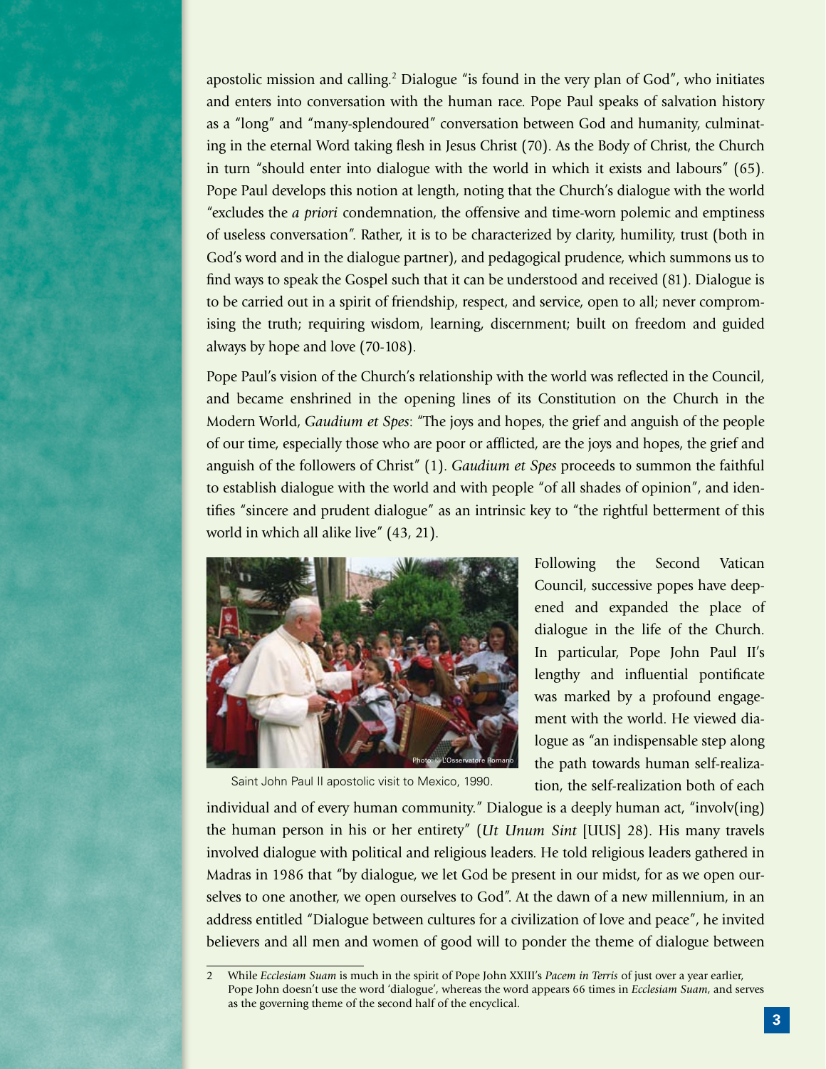apostolic mission and calling.[2] Dialogue "is found in the very plan of God", who initiates and enters into conversation with the human race. Pope Paul speaks of salvation history as a "long" and "many-splendoured" conversation between God and humanity, culminating in the eternal Word taking flesh in Jesus Christ (70). As the Body of Christ, the Church in turn "should enter into dialogue with the world in which it exists and labours" (65). Pope Paul develops this notion at length, noting that the Church's dialogue with the world "excludes the *a priori* condemnation, the offensive and time-worn polemic and emptiness of useless conversation". Rather, it is to be characterized by clarity, humility, trust (both in God's word and in the dialogue partner), and pedagogical prudence, which summons us to find ways to speak the Gospel such that it can be understood and received (81). Dialogue is to be carried out in a spirit of friendship, respect, and service, open to all; never compromising the truth; requiring wisdom, learning, discernment; built on freedom and guided always by hope and love (70-108).

Pope Paul's vision of the Church's relationship with the world was reflected in the Council, and became enshrined in the opening lines of its Constitution on the Church in the Modern World, *Gaudium et Spes*: "The joys and hopes, the grief and anguish of the people of our time, especially those who are poor or afflicted, are the joys and hopes, the grief and anguish of the followers of Christ" (1). *Gaudium et Spes* proceeds to summon the faithful to establish dialogue with the world and with people "of all shades of opinion", and identifies "sincere and prudent dialogue" as an intrinsic key to "the rightful betterment of this world in which all alike live" (43, 21).

Saint John Paul II apostolic visit to Mexico, 1990.

Following the Second Vatican Council, successive popes have deepened and expanded the place of dialogue in the life of the Church. In particular, Pope John Paul II's lengthy and influential pontificate was marked by a profound engagement with the world. He viewed dialogue as "an indispensable step along the path towards human self-realization, the self-realization both of each individual and of every human community." Dialogue is a deeply human act, "involv(ing) the human person in his or her entirety" (*Ut Unum Sint* [UUS] 28). His many travels involved dialogue with political and religious leaders. He told religious leaders gathered in Madras in 1986 that "by dialogue, we let God be present in our midst, for as we open ourselves to one another, we open ourselves to God". At the dawn of a new millennium, in an address entitled "Dialogue between cultures for a civilization of love and peace", he invited believers and all men and women of good will to ponder the theme of dialogue between

---

2 While *Ecclesiam Suam* is much in the spirit of Pope John XXIII's *Pacem in Terris* of just over a year earlier, Pope John doesn't use the word 'dialogue', whereas the word appears 66 times in *Ecclesiam Suam*, and serves as the governing theme of the second half of the encyclical.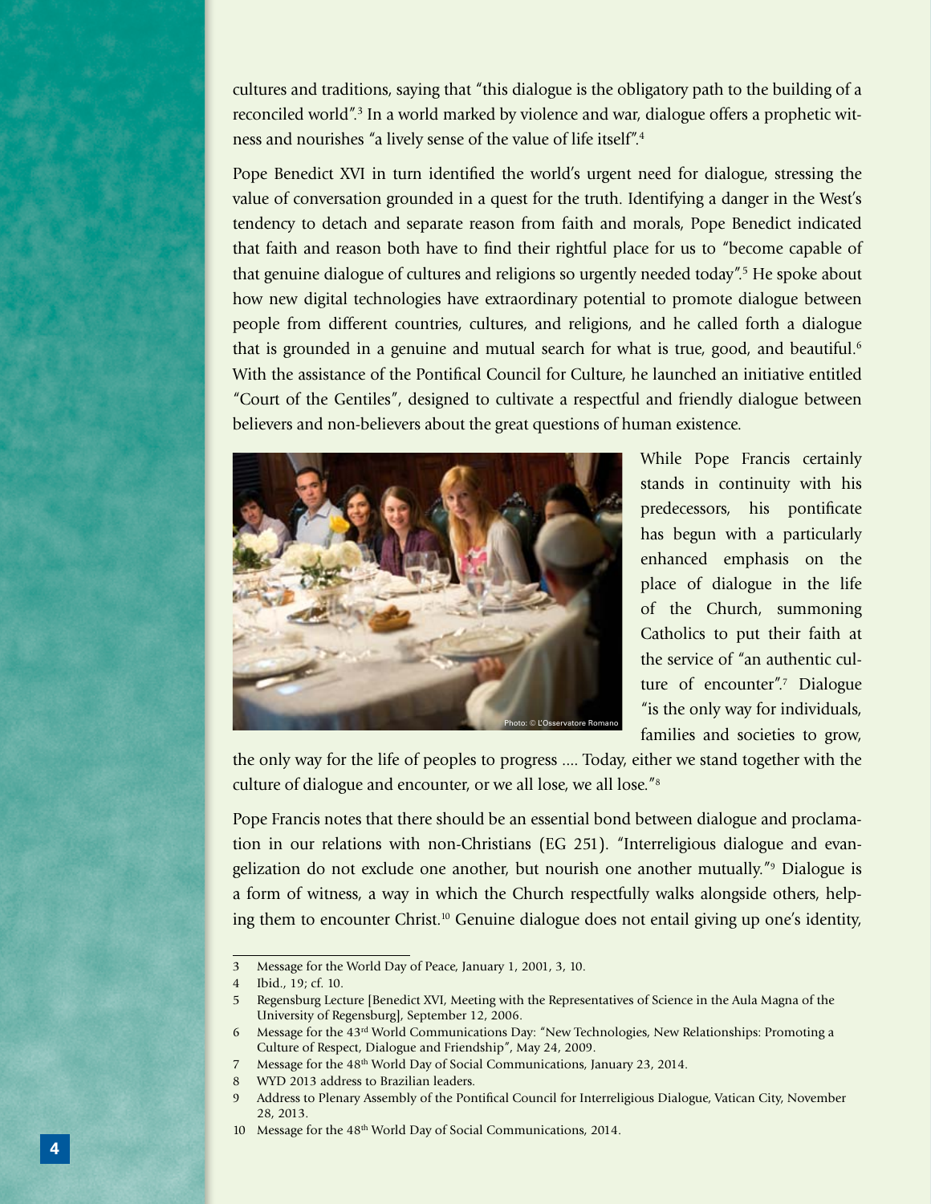cultures and traditions, saying that "this dialogue is the obligatory path to the building of a reconciled world".[3] In a world marked by violence and war, dialogue offers a prophetic witness and nourishes "a lively sense of the value of life itself".[4]

Pope Benedict XVI in turn identified the world's urgent need for dialogue, stressing the value of conversation grounded in a quest for the truth. Identifying a danger in the West's tendency to detach and separate reason from faith and morals, Pope Benedict indicated that faith and reason both have to find their rightful place for us to "become capable of that genuine dialogue of cultures and religions so urgently needed today".[5] He spoke about how new digital technologies have extraordinary potential to promote dialogue between people from different countries, cultures, and religions, and he called forth a dialogue that is grounded in a genuine and mutual search for what is true, good, and beautiful.[6] With the assistance of the Pontifical Council for Culture, he launched an initiative entitled "Court of the Gentiles", designed to cultivate a respectful and friendly dialogue between believers and non-believers about the great questions of human existence.

Photo: © L'Osservatore Romano

While Pope Francis certainly stands in continuity with his predecessors, his pontificate has begun with a particularly enhanced emphasis on the place of dialogue in the life of the Church, summoning Catholics to put their faith at the service of "an authentic culture of encounter".[7] Dialogue "is the only way for individuals, families and societies to grow, the only way for the life of peoples to progress .... Today, either we stand together with the culture of dialogue and encounter, or we all lose, we all lose."[8]

Pope Francis notes that there should be an essential bond between dialogue and proclamation in our relations with non-Christians (EG 251). "Interreligious dialogue and evangelization do not exclude one another, but nourish one another mutually."[9] Dialogue is a form of witness, a way in which the Church respectfully walks alongside others, helping them to encounter Christ.[10] Genuine dialogue does not entail giving up one's identity,

---

3 Message for the World Day of Peace, January 1, 2001, 3, 10.

4 Ibid., 19; cf. 10.

5 Regensburg Lecture [Benedict XVI, Meeting with the Representatives of Science in the Aula Magna of the University of Regensburg], September 12, 2006.

6 Message for the 43rd World Communications Day: "New Technologies, New Relationships: Promoting a Culture of Respect, Dialogue and Friendship", May 24, 2009.

7 Message for the 48th World Day of Social Communications, January 23, 2014.

8 WYD 2013 address to Brazilian leaders.

9 Address to Plenary Assembly of the Pontifical Council for Interreligious Dialogue, Vatican City, November 28, 2013.

10 Message for the 48th World Day of Social Communications, 2014.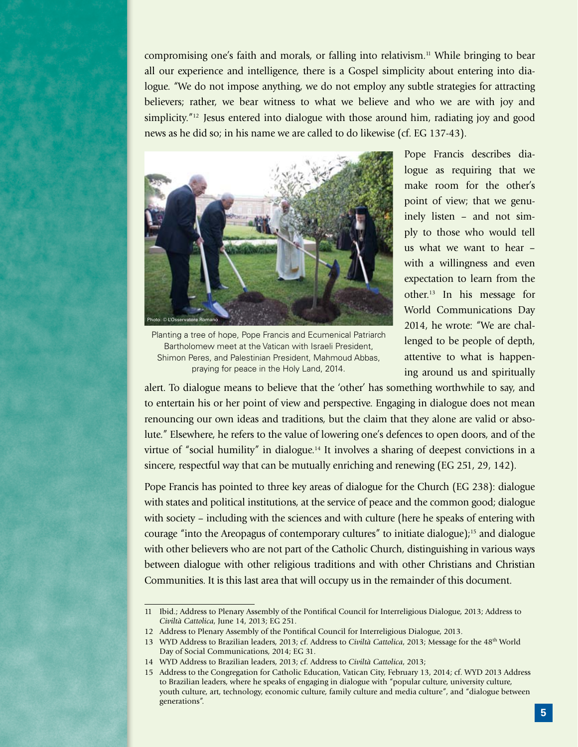compromising one's faith and morals, or falling into relativism.[11] While bringing to bear all our experience and intelligence, there is a Gospel simplicity about entering into dialogue. "We do not impose anything, we do not employ any subtle strategies for attracting believers; rather, we bear witness to what we believe and who we are with joy and simplicity."[12] Jesus entered into dialogue with those around him, radiating joy and good news as he did so; in his name we are called to do likewise (cf. EG 137-43).

Photo: © L'Osservatore Romano

Planting a tree of hope, Pope Francis and Ecumenical Patriarch Bartholomew meet at the Vatican with Israeli President, Shimon Peres, and Palestinian President, Mahmoud Abbas, praying for peace in the Holy Land, 2014.

Pope Francis describes dialogue as requiring that we make room for the other's point of view; that we genuinely listen – and not simply to those who would tell us what we want to hear – with a willingness and even expectation to learn from the other.[13] In his message for World Communications Day 2014, he wrote: "We are challenged to be people of depth, attentive to what is happening around us and spiritually alert. To dialogue means to believe that the 'other' has something worthwhile to say, and to entertain his or her point of view and perspective. Engaging in dialogue does not mean renouncing our own ideas and traditions, but the claim that they alone are valid or absolute." Elsewhere, he refers to the value of lowering one's defences to open doors, and of the virtue of "social humility" in dialogue.[14] It involves a sharing of deepest convictions in a sincere, respectful way that can be mutually enriching and renewing (EG 251, 29, 142).

Pope Francis has pointed to three key areas of dialogue for the Church (EG 238): dialogue with states and political institutions, at the service of peace and the common good; dialogue with society – including with the sciences and with culture (here he speaks of entering with courage "into the Areopagus of contemporary cultures" to initiate dialogue);[15] and dialogue with other believers who are not part of the Catholic Church, distinguishing in various ways between dialogue with other religious traditions and with other Christians and Christian Communities. It is this last area that will occupy us in the remainder of this document.

---

11 Ibid.; Address to Plenary Assembly of the Pontifical Council for Interreligious Dialogue, 2013; Address to *Civiltà Cattolica*, June 14, 2013; EG 251.

12 Address to Plenary Assembly of the Pontifical Council for Interreligious Dialogue, 2013.

13 WYD Address to Brazilian leaders, 2013; cf. Address to *Civiltà Cattolica*, 2013; Message for the 48th World Day of Social Communications, 2014; EG 31.

14 WYD Address to Brazilian leaders, 2013; cf. Address to *Civiltà Cattolica*, 2013;

15 Address to the Congregation for Catholic Education, Vatican City, February 13, 2014; cf. WYD 2013 Address to Brazilian leaders, where he speaks of engaging in dialogue with "popular culture, university culture, youth culture, art, technology, economic culture, family culture and media culture", and "dialogue between generations".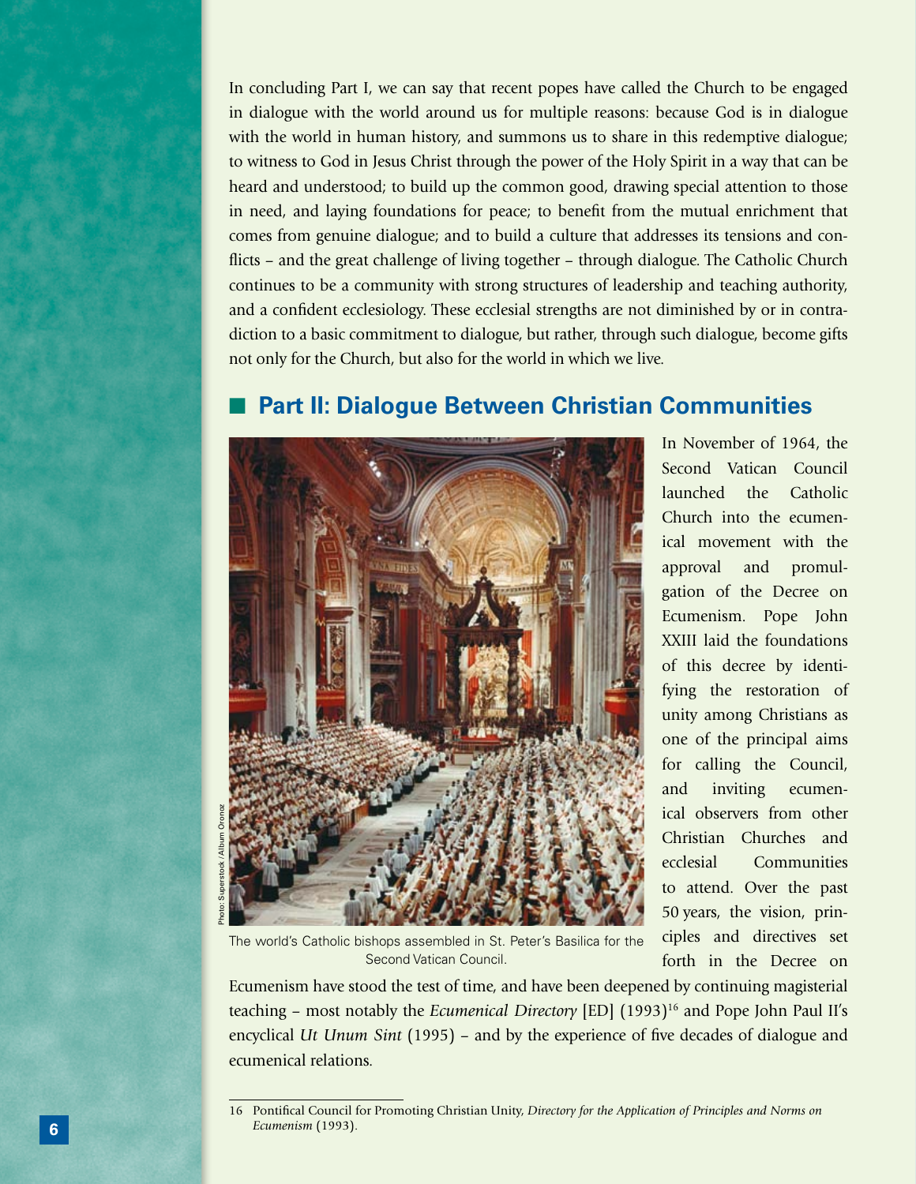In concluding Part I, we can say that recent popes have called the Church to be engaged in dialogue with the world around us for multiple reasons: because God is in dialogue with the world in human history, and summons us to share in this redemptive dialogue; to witness to God in Jesus Christ through the power of the Holy Spirit in a way that can be heard and understood; to build up the common good, drawing special attention to those in need, and laying foundations for peace; to benefit from the mutual enrichment that comes from genuine dialogue; and to build a culture that addresses its tensions and conflicts – and the great challenge of living together – through dialogue. The Catholic Church continues to be a community with strong structures of leadership and teaching authority, and a confident ecclesiology. These ecclesial strengths are not diminished by or in contradiction to a basic commitment to dialogue, but rather, through such dialogue, become gifts not only for the Church, but also for the world in which we live.

## Part II: Dialogue Between Christian Communities

Photo: Superstock / Album Oronoz

The world's Catholic bishops assembled in St. Peter's Basilica for the Second Vatican Council.

In November of 1964, the Second Vatican Council launched the Catholic Church into the ecumenical movement with the approval and promulgation of the Decree on Ecumenism. Pope John XXIII laid the foundations of this decree by identifying the restoration of unity among Christians as one of the principal aims for calling the Council, and inviting ecumenical observers from other Christian Churches and ecclesial Communities to attend. Over the past 50 years, the vision, principles and directives set forth in the Decree on Ecumenism have stood the test of time, and have been deepened by continuing magisterial teaching – most notably the *Ecumenical Directory* [ED] (1993)[16] and Pope John Paul II's encyclical *Ut Unum Sint* (1995) – and by the experience of five decades of dialogue and ecumenical relations.

16 Pontifical Council for Promoting Christian Unity, *Directory for the Application of Principles and Norms on Ecumenism* (1993).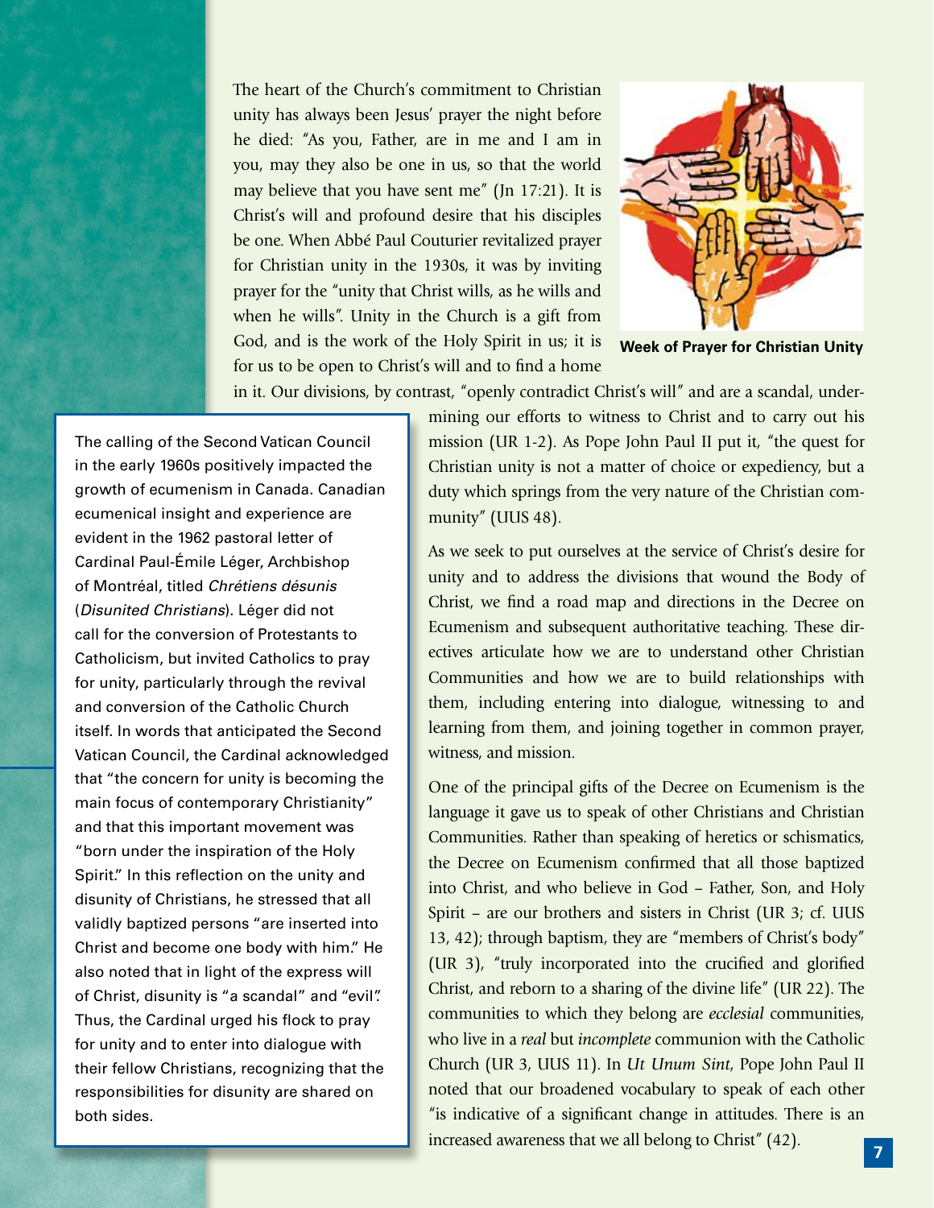The heart of the Church's commitment to Christian unity has always been Jesus' prayer the night before he died: "As you, Father, are in me and I am in you, may they also be one in us, so that the world may believe that you have sent me" (Jn 17:21). It is Christ's will and profound desire that his disciples be one. When Abbé Paul Couturier revitalized prayer for Christian unity in the 1930s, it was by inviting prayer for the "unity that Christ wills, as he wills and when he wills". Unity in the Church is a gift from God, and is the work of the Holy Spirit in us; it is for us to be open to Christ's will and to find a home in it. Our divisions, by contrast, "openly contradict Christ's will" and are a scandal, undermining our efforts to witness to Christ and to carry out his mission (UR 1-2). As Pope John Paul II put it, "the quest for Christian unity is not a matter of choice or expediency, but a duty which springs from the very nature of the Christian community" (UUS 48).

**Week of Prayer for Christian Unity**

As we seek to put ourselves at the service of Christ's desire for unity and to address the divisions that wound the Body of Christ, we find a road map and directions in the Decree on Ecumenism and subsequent authoritative teaching. These directives articulate how we are to understand other Christian Communities and how we are to build relationships with them, including entering into dialogue, witnessing to and learning from them, and joining together in common prayer, witness, and mission.

One of the principal gifts of the Decree on Ecumenism is the language it gave us to speak of other Christians and Christian Communities. Rather than speaking of heretics or schismatics, the Decree on Ecumenism confirmed that all those baptized into Christ, and who believe in God – Father, Son, and Holy Spirit – are our brothers and sisters in Christ (UR 3; cf. UUS 13, 42); through baptism, they are "members of Christ's body" (UR 3), "truly incorporated into the crucified and glorified Christ, and reborn to a sharing of the divine life" (UR 22). The communities to which they belong are *ecclesial* communities, who live in a *real* but *incomplete* communion with the Catholic Church (UR 3, UUS 11). In *Ut Unum Sint*, Pope John Paul II noted that our broadened vocabulary to speak of each other "is indicative of a significant change in attitudes. There is an increased awareness that we all belong to Christ" (42).

> The calling of the Second Vatican Council in the early 1960s positively impacted the growth of ecumenism in Canada. Canadian ecumenical insight and experience are evident in the 1962 pastoral letter of Cardinal Paul-Émile Léger, Archbishop of Montréal, titled *Chrétiens désunis* (*Disunited Christians*). Léger did not call for the conversion of Protestants to Catholicism, but invited Catholics to pray for unity, particularly through the revival and conversion of the Catholic Church itself. In words that anticipated the Second Vatican Council, the Cardinal acknowledged that "the concern for unity is becoming the main focus of contemporary Christianity" and that this important movement was "born under the inspiration of the Holy Spirit." In this reflection on the unity and disunity of Christians, he stressed that all validly baptized persons "are inserted into Christ and become one body with him." He also noted that in light of the express will of Christ, disunity is "a scandal" and "evil". Thus, the Cardinal urged his flock to pray for unity and to enter into dialogue with their fellow Christians, recognizing that the responsibilities for disunity are shared on both sides.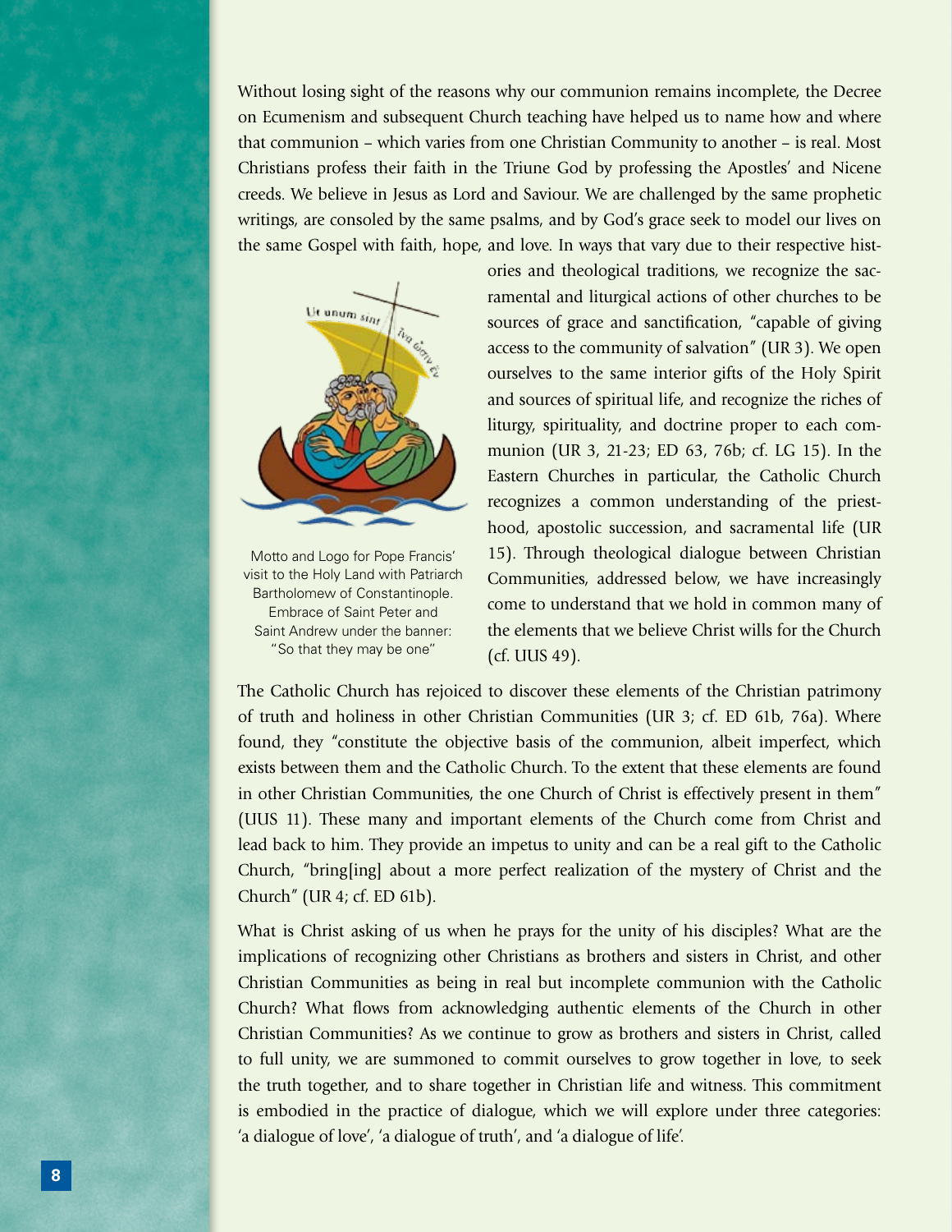Without losing sight of the reasons why our communion remains incomplete, the Decree on Ecumenism and subsequent Church teaching have helped us to name how and where that communion – which varies from one Christian Community to another – is real. Most Christians profess their faith in the Triune God by professing the Apostles' and Nicene creeds. We believe in Jesus as Lord and Saviour. We are challenged by the same prophetic writings, are consoled by the same psalms, and by God's grace seek to model our lives on the same Gospel with faith, hope, and love. In ways that vary due to their respective histories and theological traditions, we recognize the sacramental and liturgical actions of other churches to be sources of grace and sanctification, "capable of giving access to the community of salvation" (UR 3). We open ourselves to the same interior gifts of the Holy Spirit and sources of spiritual life, and recognize the riches of liturgy, spirituality, and doctrine proper to each communion (UR 3, 21-23; ED 63, 76b; cf. LG 15). In the Eastern Churches in particular, the Catholic Church recognizes a common understanding of the priesthood, apostolic succession, and sacramental life (UR 15). Through theological dialogue between Christian Communities, addressed below, we have increasingly come to understand that we hold in common many of the elements that we believe Christ wills for the Church (cf. UUS 49).

Motto and Logo for Pope Francis' visit to the Holy Land with Patriarch Bartholomew of Constantinople. Embrace of Saint Peter and Saint Andrew under the banner: "So that they may be one"

The Catholic Church has rejoiced to discover these elements of the Christian patrimony of truth and holiness in other Christian Communities (UR 3; cf. ED 61b, 76a). Where found, they "constitute the objective basis of the communion, albeit imperfect, which exists between them and the Catholic Church. To the extent that these elements are found in other Christian Communities, the one Church of Christ is effectively present in them" (UUS 11). These many and important elements of the Church come from Christ and lead back to him. They provide an impetus to unity and can be a real gift to the Catholic Church, "bring[ing] about a more perfect realization of the mystery of Christ and the Church" (UR 4; cf. ED 61b).

What is Christ asking of us when he prays for the unity of his disciples? What are the implications of recognizing other Christians as brothers and sisters in Christ, and other Christian Communities as being in real but incomplete communion with the Catholic Church? What flows from acknowledging authentic elements of the Church in other Christian Communities? As we continue to grow as brothers and sisters in Christ, called to full unity, we are summoned to commit ourselves to grow together in love, to seek the truth together, and to share together in Christian life and witness. This commitment is embodied in the practice of dialogue, which we will explore under three categories: 'a dialogue of love', 'a dialogue of truth', and 'a dialogue of life'.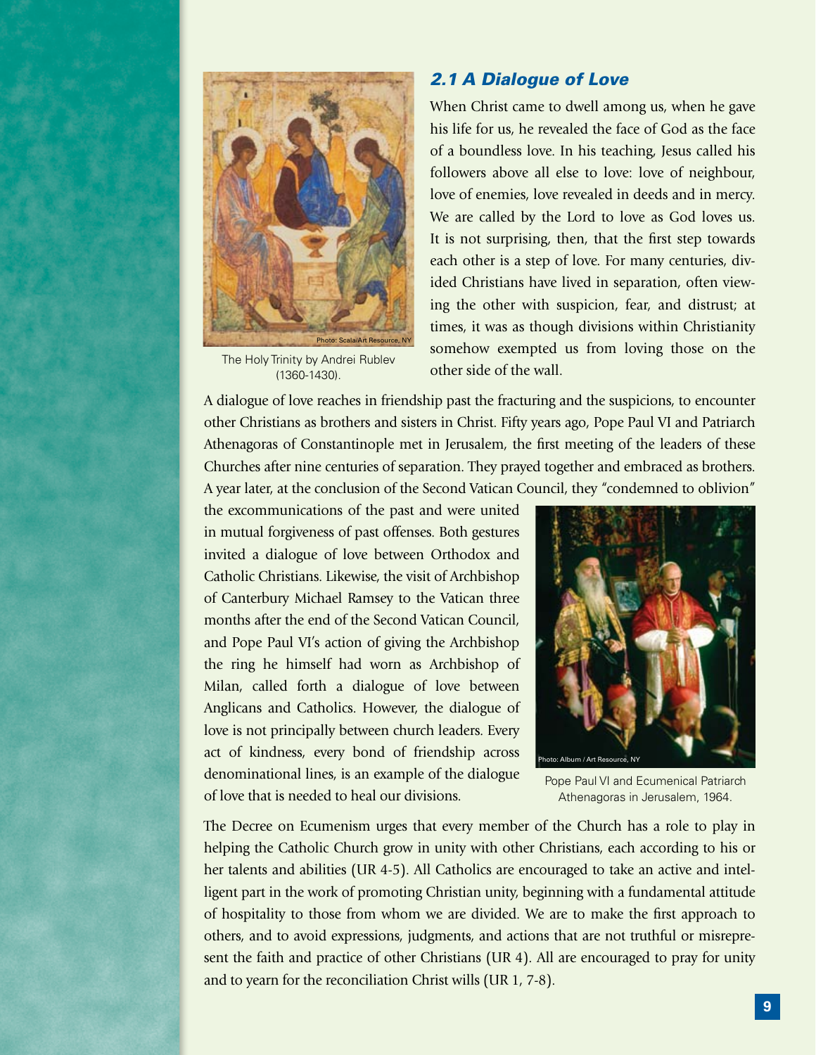## 2.1 A Dialogue of Love

When Christ came to dwell among us, when he gave his life for us, he revealed the face of God as the face of a boundless love. In his teaching, Jesus called his followers above all else to love: love of neighbour, love of enemies, love revealed in deeds and in mercy. We are called by the Lord to love as God loves us. It is not surprising, then, that the first step towards each other is a step of love. For many centuries, divided Christians have lived in separation, often viewing the other with suspicion, fear, and distrust; at times, it was as though divisions within Christianity somehow exempted us from loving those on the other side of the wall.

The Holy Trinity by Andrei Rublev (1360-1430).

A dialogue of love reaches in friendship past the fracturing and the suspicions, to encounter other Christians as brothers and sisters in Christ. Fifty years ago, Pope Paul VI and Patriarch Athenagoras of Constantinople met in Jerusalem, the first meeting of the leaders of these Churches after nine centuries of separation. They prayed together and embraced as brothers. A year later, at the conclusion of the Second Vatican Council, they "condemned to oblivion" the excommunications of the past and were united in mutual forgiveness of past offenses. Both gestures invited a dialogue of love between Orthodox and Catholic Christians. Likewise, the visit of Archbishop of Canterbury Michael Ramsey to the Vatican three months after the end of the Second Vatican Council, and Pope Paul VI's action of giving the Archbishop the ring he himself had worn as Archbishop of Milan, called forth a dialogue of love between Anglicans and Catholics. However, the dialogue of love is not principally between church leaders. Every act of kindness, every bond of friendship across denominational lines, is an example of the dialogue of love that is needed to heal our divisions.

Pope Paul VI and Ecumenical Patriarch Athenagoras in Jerusalem, 1964.

The Decree on Ecumenism urges that every member of the Church has a role to play in helping the Catholic Church grow in unity with other Christians, each according to his or her talents and abilities (UR 4-5). All Catholics are encouraged to take an active and intelligent part in the work of promoting Christian unity, beginning with a fundamental attitude of hospitality to those from whom we are divided. We are to make the first approach to others, and to avoid expressions, judgments, and actions that are not truthful or misrepresent the faith and practice of other Christians (UR 4). All are encouraged to pray for unity and to yearn for the reconciliation Christ wills (UR 1, 7-8).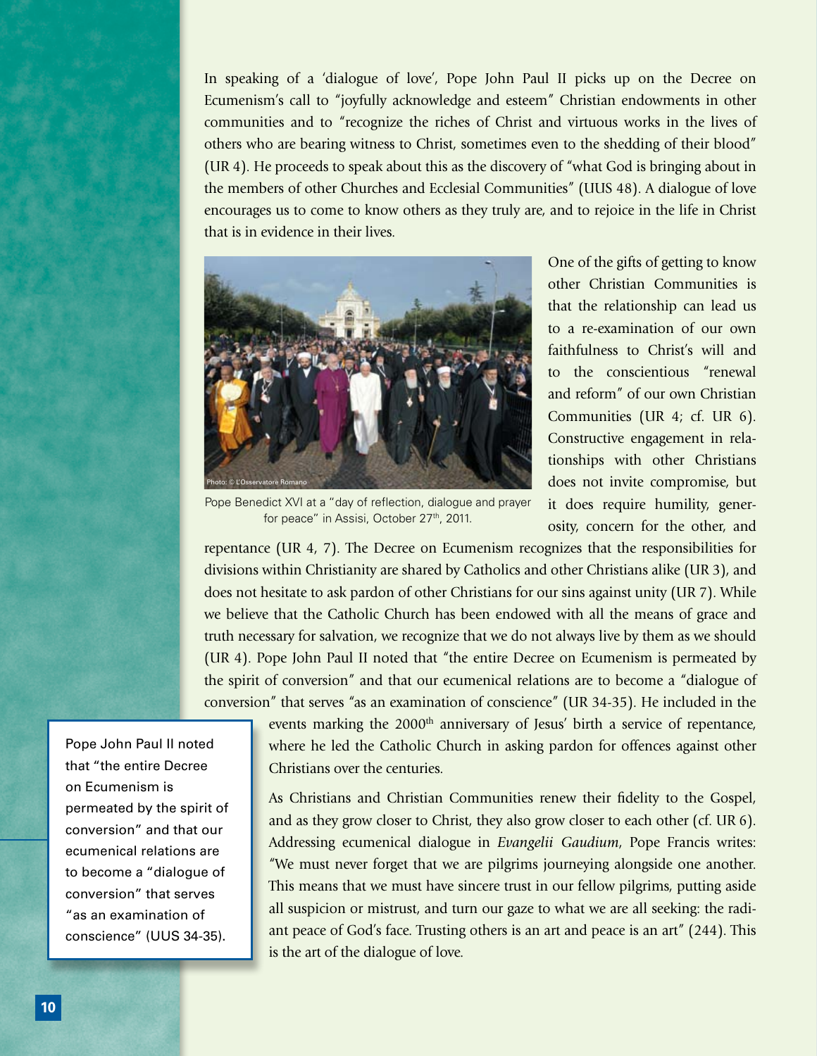In speaking of a 'dialogue of love', Pope John Paul II picks up on the Decree on Ecumenism's call to "joyfully acknowledge and esteem" Christian endowments in other communities and to "recognize the riches of Christ and virtuous works in the lives of others who are bearing witness to Christ, sometimes even to the shedding of their blood" (UR 4). He proceeds to speak about this as the discovery of "what God is bringing about in the members of other Churches and Ecclesial Communities" (UUS 48). A dialogue of love encourages us to come to know others as they truly are, and to rejoice in the life in Christ that is in evidence in their lives.

Photo: © L'Osservatore Romano

Pope Benedict XVI at a "day of reflection, dialogue and prayer for peace" in Assisi, October 27th, 2011.

One of the gifts of getting to know other Christian Communities is that the relationship can lead us to a re-examination of our own faithfulness to Christ's will and to the conscientious "renewal and reform" of our own Christian Communities (UR 4; cf. UR 6). Constructive engagement in relationships with other Christians does not invite compromise, but it does require humility, generosity, concern for the other, and repentance (UR 4, 7). The Decree on Ecumenism recognizes that the responsibilities for divisions within Christianity are shared by Catholics and other Christians alike (UR 3), and does not hesitate to ask pardon of other Christians for our sins against unity (UR 7). While we believe that the Catholic Church has been endowed with all the means of grace and truth necessary for salvation, we recognize that we do not always live by them as we should (UR 4). Pope John Paul II noted that "the entire Decree on Ecumenism is permeated by the spirit of conversion" and that our ecumenical relations are to become a "dialogue of conversion" that serves "as an examination of conscience" (UR 34-35). He included in the events marking the 2000th anniversary of Jesus' birth a service of repentance, where he led the Catholic Church in asking pardon for offences against other Christians over the centuries.

> Pope John Paul II noted that "the entire Decree on Ecumenism is permeated by the spirit of conversion" and that our ecumenical relations are to become a "dialogue of conversion" that serves "as an examination of conscience" (UUS 34-35).

As Christians and Christian Communities renew their fidelity to the Gospel, and as they grow closer to Christ, they also grow closer to each other (cf. UR 6). Addressing ecumenical dialogue in *Evangelii Gaudium*, Pope Francis writes: "We must never forget that we are pilgrims journeying alongside one another. This means that we must have sincere trust in our fellow pilgrims, putting aside all suspicion or mistrust, and turn our gaze to what we are all seeking: the radiant peace of God's face. Trusting others is an art and peace is an art" (244). This is the art of the dialogue of love.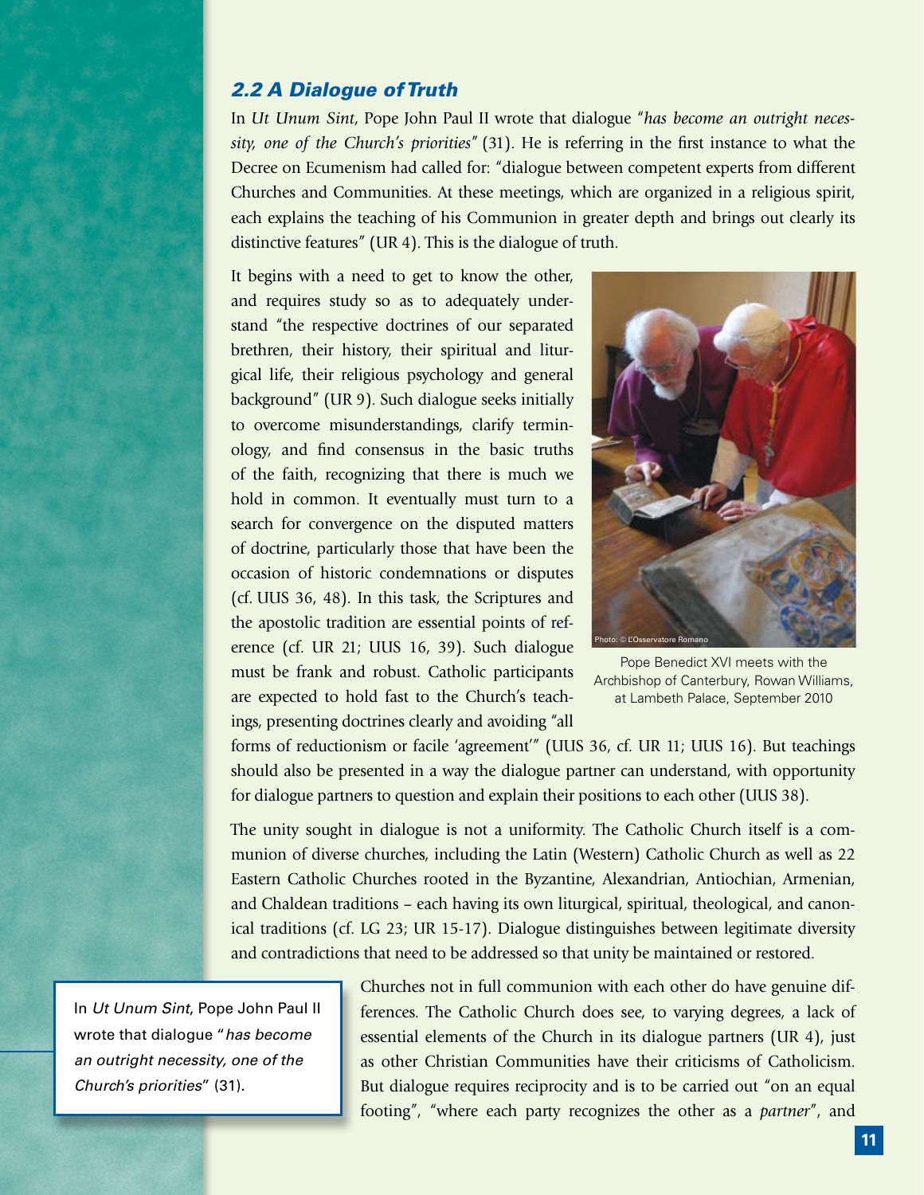## *2.2 A Dialogue of Truth*

In *Ut Unum Sint*, Pope John Paul II wrote that dialogue "*has become an outright necessity, one of the Church's priorities*" (31). He is referring in the first instance to what the Decree on Ecumenism had called for: "dialogue between competent experts from different Churches and Communities. At these meetings, which are organized in a religious spirit, each explains the teaching of his Communion in greater depth and brings out clearly its distinctive features" (UR 4). This is the dialogue of truth.

It begins with a need to get to know the other, and requires study so as to adequately understand "the respective doctrines of our separated brethren, their history, their spiritual and liturgical life, their religious psychology and general background" (UR 9). Such dialogue seeks initially to overcome misunderstandings, clarify terminology, and find consensus in the basic truths of the faith, recognizing that there is much we hold in common. It eventually must turn to a search for convergence on the disputed matters of doctrine, particularly those that have been the occasion of historic condemnations or disputes (cf. UUS 36, 48). In this task, the Scriptures and the apostolic tradition are essential points of reference (cf. UR 21; UUS 16, 39). Such dialogue must be frank and robust. Catholic participants are expected to hold fast to the Church's teachings, presenting doctrines clearly and avoiding "all forms of reductionism or facile 'agreement'" (UUS 36, cf. UR 11; UUS 16). But teachings should also be presented in a way the dialogue partner can understand, with opportunity for dialogue partners to question and explain their positions to each other (UUS 38).

Photo: © L'Osservatore Romano

Pope Benedict XVI meets with the Archbishop of Canterbury, Rowan Williams, at Lambeth Palace, September 2010

The unity sought in dialogue is not a uniformity. The Catholic Church itself is a communion of diverse churches, including the Latin (Western) Catholic Church as well as 22 Eastern Catholic Churches rooted in the Byzantine, Alexandrian, Antiochian, Armenian, and Chaldean traditions – each having its own liturgical, spiritual, theological, and canonical traditions (cf. LG 23; UR 15-17). Dialogue distinguishes between legitimate diversity and contradictions that need to be addressed so that unity be maintained or restored.

> In *Ut Unum Sint*, Pope John Paul II wrote that dialogue "*has become an outright necessity, one of the Church's priorities*" (31).

Churches not in full communion with each other do have genuine differences. The Catholic Church does see, to varying degrees, a lack of essential elements of the Church in its dialogue partners (UR 4), just as other Christian Communities have their criticisms of Catholicism. But dialogue requires reciprocity and is to be carried out "on an equal footing", "where each party recognizes the other as a *partner*", and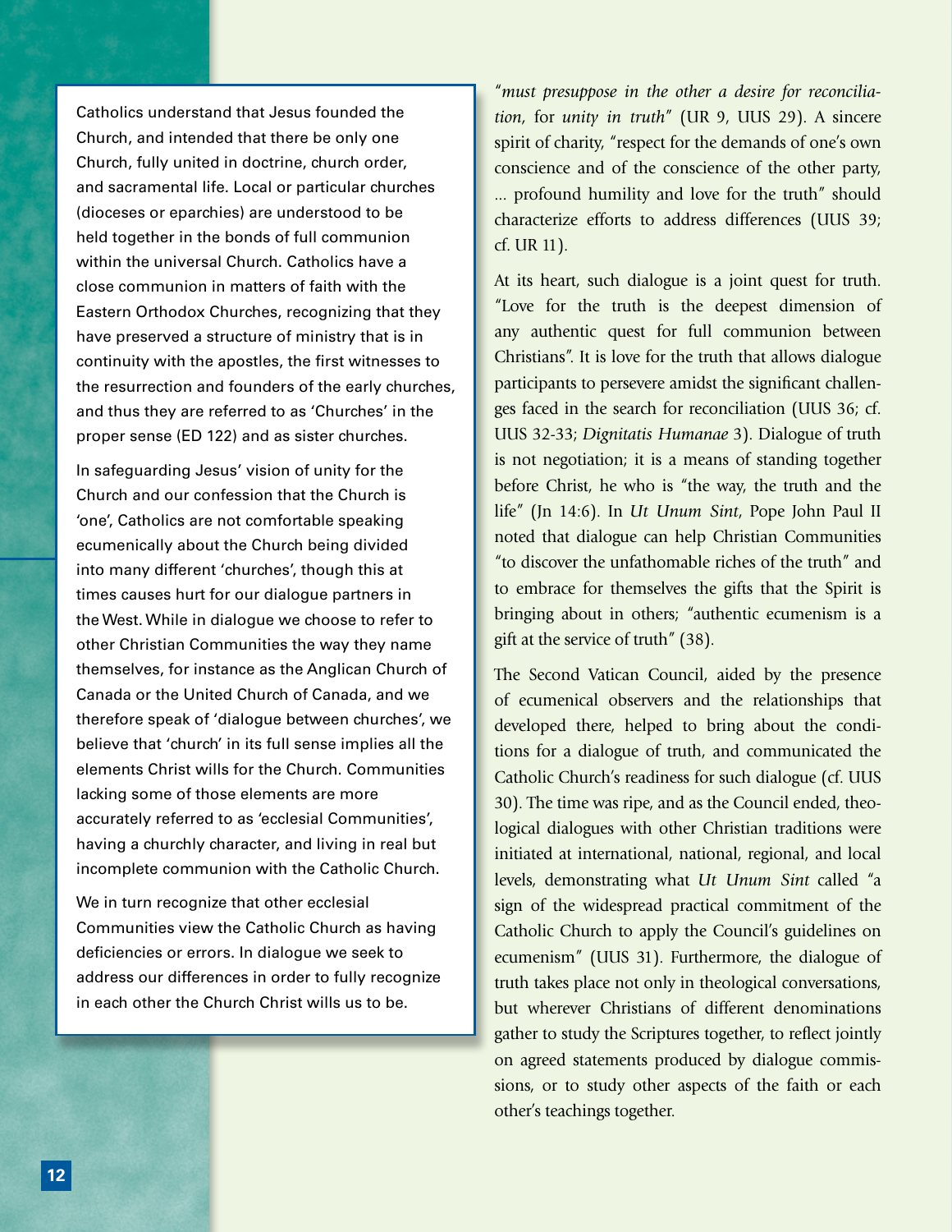Catholics understand that Jesus founded the Church, and intended that there be only one Church, fully united in doctrine, church order, and sacramental life. Local or particular churches (dioceses or eparchies) are understood to be held together in the bonds of full communion within the universal Church. Catholics have a close communion in matters of faith with the Eastern Orthodox Churches, recognizing that they have preserved a structure of ministry that is in continuity with the apostles, the first witnesses to the resurrection and founders of the early churches, and thus they are referred to as 'Churches' in the proper sense (ED 122) and as sister churches.

In safeguarding Jesus' vision of unity for the Church and our confession that the Church is 'one', Catholics are not comfortable speaking ecumenically about the Church being divided into many different 'churches', though this at times causes hurt for our dialogue partners in the West. While in dialogue we choose to refer to other Christian Communities the way they name themselves, for instance as the Anglican Church of Canada or the United Church of Canada, and we therefore speak of 'dialogue between churches', we believe that 'church' in its full sense implies all the elements Christ wills for the Church. Communities lacking some of those elements are more accurately referred to as 'ecclesial Communities', having a churchly character, and living in real but incomplete communion with the Catholic Church.

We in turn recognize that other ecclesial Communities view the Catholic Church as having deficiencies or errors. In dialogue we seek to address our differences in order to fully recognize in each other the Church Christ wills us to be.

"*must presuppose in the other a desire for reconciliation,* for *unity in truth*" (UR 9, UUS 29). A sincere spirit of charity, "respect for the demands of one's own conscience and of the conscience of the other party, ... profound humility and love for the truth" should characterize efforts to address differences (UUS 39; cf. UR 11).

At its heart, such dialogue is a joint quest for truth. "Love for the truth is the deepest dimension of any authentic quest for full communion between Christians". It is love for the truth that allows dialogue participants to persevere amidst the significant challenges faced in the search for reconciliation (UUS 36; cf. UUS 32-33; *Dignitatis Humanae* 3). Dialogue of truth is not negotiation; it is a means of standing together before Christ, he who is "the way, the truth and the life" (Jn 14:6). In *Ut Unum Sint*, Pope John Paul II noted that dialogue can help Christian Communities "to discover the unfathomable riches of the truth" and to embrace for themselves the gifts that the Spirit is bringing about in others; "authentic ecumenism is a gift at the service of truth" (38).

The Second Vatican Council, aided by the presence of ecumenical observers and the relationships that developed there, helped to bring about the conditions for a dialogue of truth, and communicated the Catholic Church's readiness for such dialogue (cf. UUS 30). The time was ripe, and as the Council ended, theological dialogues with other Christian traditions were initiated at international, national, regional, and local levels, demonstrating what *Ut Unum Sint* called "a sign of the widespread practical commitment of the Catholic Church to apply the Council's guidelines on ecumenism" (UUS 31). Furthermore, the dialogue of truth takes place not only in theological conversations, but wherever Christians of different denominations gather to study the Scriptures together, to reflect jointly on agreed statements produced by dialogue commissions, or to study other aspects of the faith or each other's teachings together.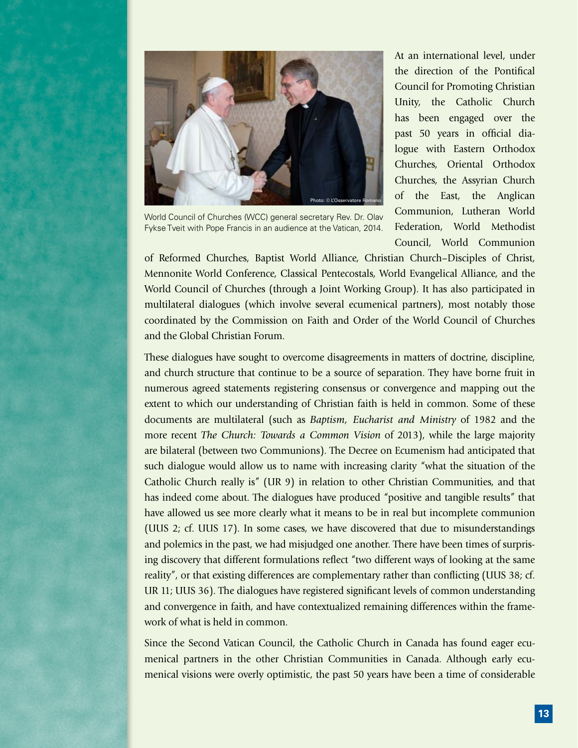World Council of Churches (WCC) general secretary Rev. Dr. Olav Fykse Tveit with Pope Francis in an audience at the Vatican, 2014.

At an international level, under the direction of the Pontifical Council for Promoting Christian Unity, the Catholic Church has been engaged over the past 50 years in official dialogue with Eastern Orthodox Churches, Oriental Orthodox Churches, the Assyrian Church of the East, the Anglican Communion, Lutheran World Federation, World Methodist Council, World Communion of Reformed Churches, Baptist World Alliance, Christian Church–Disciples of Christ, Mennonite World Conference, Classical Pentecostals, World Evangelical Alliance, and the World Council of Churches (through a Joint Working Group). It has also participated in multilateral dialogues (which involve several ecumenical partners), most notably those coordinated by the Commission on Faith and Order of the World Council of Churches and the Global Christian Forum.

These dialogues have sought to overcome disagreements in matters of doctrine, discipline, and church structure that continue to be a source of separation. They have borne fruit in numerous agreed statements registering consensus or convergence and mapping out the extent to which our understanding of Christian faith is held in common. Some of these documents are multilateral (such as *Baptism, Eucharist and Ministry* of 1982 and the more recent *The Church: Towards a Common Vision* of 2013), while the large majority are bilateral (between two Communions). The Decree on Ecumenism had anticipated that such dialogue would allow us to name with increasing clarity "what the situation of the Catholic Church really is" (UR 9) in relation to other Christian Communities, and that has indeed come about. The dialogues have produced "positive and tangible results" that have allowed us see more clearly what it means to be in real but incomplete communion (UUS 2; cf. UUS 17). In some cases, we have discovered that due to misunderstandings and polemics in the past, we had misjudged one another. There have been times of surprising discovery that different formulations reflect "two different ways of looking at the same reality", or that existing differences are complementary rather than conflicting (UUS 38; cf. UR 11; UUS 36). The dialogues have registered significant levels of common understanding and convergence in faith, and have contextualized remaining differences within the framework of what is held in common.

Since the Second Vatican Council, the Catholic Church in Canada has found eager ecumenical partners in the other Christian Communities in Canada. Although early ecumenical visions were overly optimistic, the past 50 years have been a time of considerable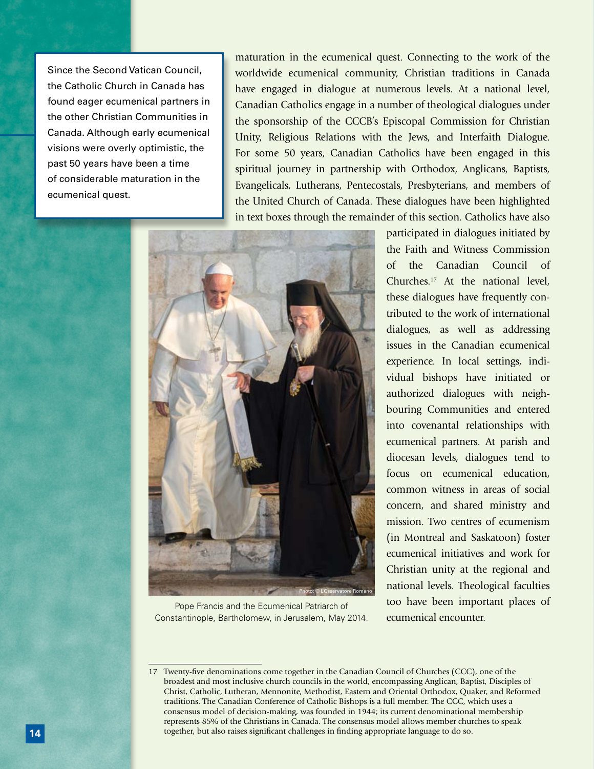> Since the Second Vatican Council, the Catholic Church in Canada has found eager ecumenical partners in the other Christian Communities in Canada. Although early ecumenical visions were overly optimistic, the past 50 years have been a time of considerable maturation in the ecumenical quest.

maturation in the ecumenical quest. Connecting to the work of the worldwide ecumenical community, Christian traditions in Canada have engaged in dialogue at numerous levels. At a national level, Canadian Catholics engage in a number of theological dialogues under the sponsorship of the CCCB's Episcopal Commission for Christian Unity, Religious Relations with the Jews, and Interfaith Dialogue. For some 50 years, Canadian Catholics have been engaged in this spiritual journey in partnership with Orthodox, Anglicans, Baptists, Evangelicals, Lutherans, Pentecostals, Presbyterians, and members of the United Church of Canada. These dialogues have been highlighted in text boxes through the remainder of this section. Catholics have also participated in dialogues initiated by the Faith and Witness Commission of the Canadian Council of Churches.[17] At the national level, these dialogues have frequently contributed to the work of international dialogues, as well as addressing issues in the Canadian ecumenical experience. In local settings, individual bishops have initiated or authorized dialogues with neighbouring Communities and entered into covenantal relationships with ecumenical partners. At parish and diocesan levels, dialogues tend to focus on ecumenical education, common witness in areas of social concern, and shared ministry and mission. Two centres of ecumenism (in Montreal and Saskatoon) foster ecumenical initiatives and work for Christian unity at the regional and national levels. Theological faculties too have been important places of ecumenical encounter.

Photo: © L'Osservatore Romano

Pope Francis and the Ecumenical Patriarch of Constantinople, Bartholomew, in Jerusalem, May 2014.

---

17 Twenty-five denominations come together in the Canadian Council of Churches (CCC), one of the broadest and most inclusive church councils in the world, encompassing Anglican, Baptist, Disciples of Christ, Catholic, Lutheran, Mennonite, Methodist, Eastern and Oriental Orthodox, Quaker, and Reformed traditions. The Canadian Conference of Catholic Bishops is a full member. The CCC, which uses a consensus model of decision-making, was founded in 1944; its current denominational membership represents 85% of the Christians in Canada. The consensus model allows member churches to speak together, but also raises significant challenges in finding appropriate language to do so.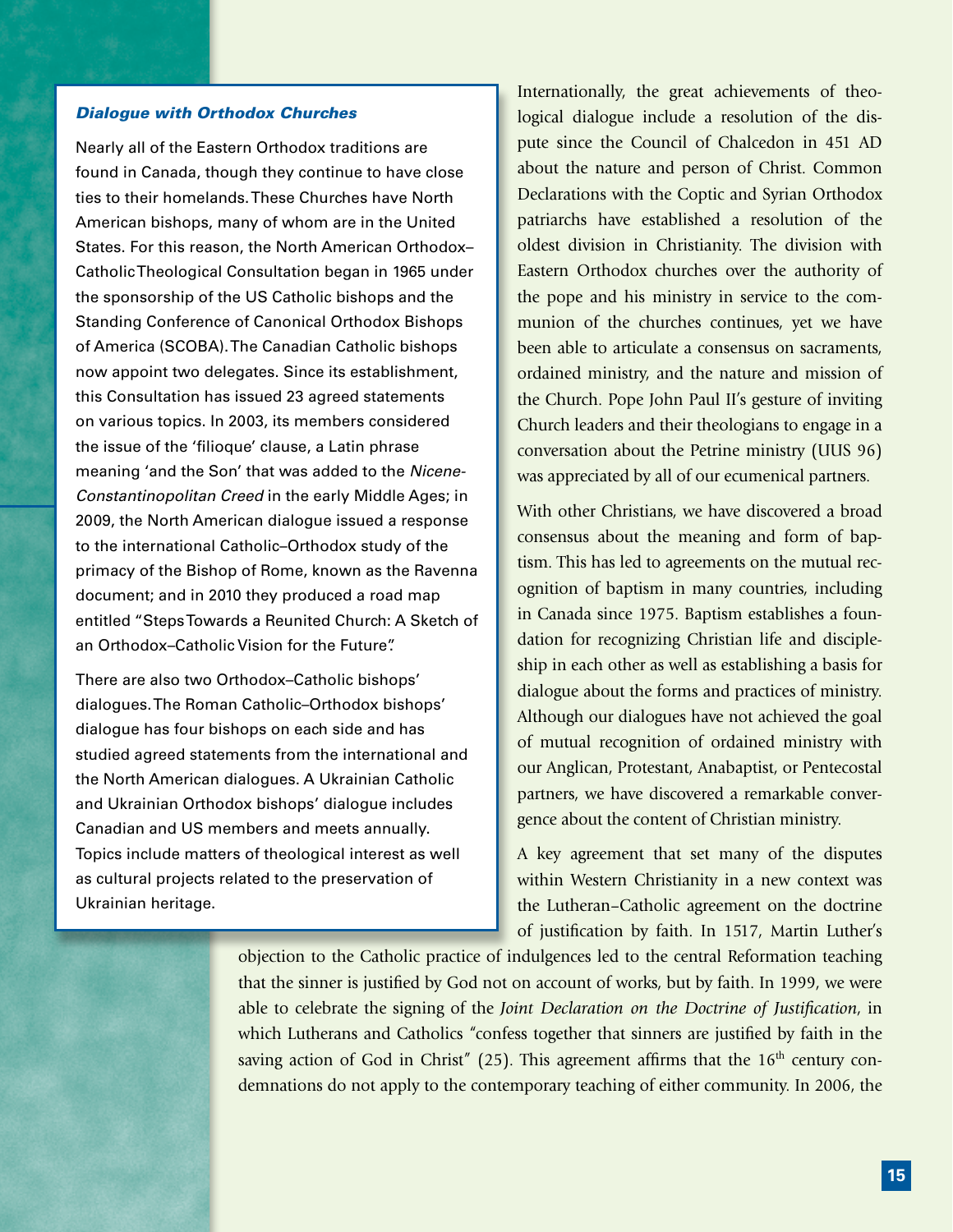### *Dialogue with Orthodox Churches*

Nearly all of the Eastern Orthodox traditions are found in Canada, though they continue to have close ties to their homelands. These Churches have North American bishops, many of whom are in the United States. For this reason, the North American Orthodox–Catholic Theological Consultation began in 1965 under the sponsorship of the US Catholic bishops and the Standing Conference of Canonical Orthodox Bishops of America (SCOBA). The Canadian Catholic bishops now appoint two delegates. Since its establishment, this Consultation has issued 23 agreed statements on various topics. In 2003, its members considered the issue of the 'filioque' clause, a Latin phrase meaning 'and the Son' that was added to the *Nicene-Constantinopolitan Creed* in the early Middle Ages; in 2009, the North American dialogue issued a response to the international Catholic–Orthodox study of the primacy of the Bishop of Rome, known as the Ravenna document; and in 2010 they produced a road map entitled "Steps Towards a Reunited Church: A Sketch of an Orthodox–Catholic Vision for the Future".

There are also two Orthodox–Catholic bishops' dialogues. The Roman Catholic–Orthodox bishops' dialogue has four bishops on each side and has studied agreed statements from the international and the North American dialogues. A Ukrainian Catholic and Ukrainian Orthodox bishops' dialogue includes Canadian and US members and meets annually. Topics include matters of theological interest as well as cultural projects related to the preservation of Ukrainian heritage.

Internationally, the great achievements of theological dialogue include a resolution of the dispute since the Council of Chalcedon in 451 AD about the nature and person of Christ. Common Declarations with the Coptic and Syrian Orthodox patriarchs have established a resolution of the oldest division in Christianity. The division with Eastern Orthodox churches over the authority of the pope and his ministry in service to the communion of the churches continues, yet we have been able to articulate a consensus on sacraments, ordained ministry, and the nature and mission of the Church. Pope John Paul II's gesture of inviting Church leaders and their theologians to engage in a conversation about the Petrine ministry (UUS 96) was appreciated by all of our ecumenical partners.

With other Christians, we have discovered a broad consensus about the meaning and form of baptism. This has led to agreements on the mutual recognition of baptism in many countries, including in Canada since 1975. Baptism establishes a foundation for recognizing Christian life and discipleship in each other as well as establishing a basis for dialogue about the forms and practices of ministry. Although our dialogues have not achieved the goal of mutual recognition of ordained ministry with our Anglican, Protestant, Anabaptist, or Pentecostal partners, we have discovered a remarkable convergence about the content of Christian ministry.

A key agreement that set many of the disputes within Western Christianity in a new context was the Lutheran–Catholic agreement on the doctrine of justification by faith. In 1517, Martin Luther's objection to the Catholic practice of indulgences led to the central Reformation teaching that the sinner is justified by God not on account of works, but by faith. In 1999, we were able to celebrate the signing of the *Joint Declaration on the Doctrine of Justification*, in which Lutherans and Catholics "confess together that sinners are justified by faith in the saving action of God in Christ" (25). This agreement affirms that the 16th century condemnations do not apply to the contemporary teaching of either community. In 2006, the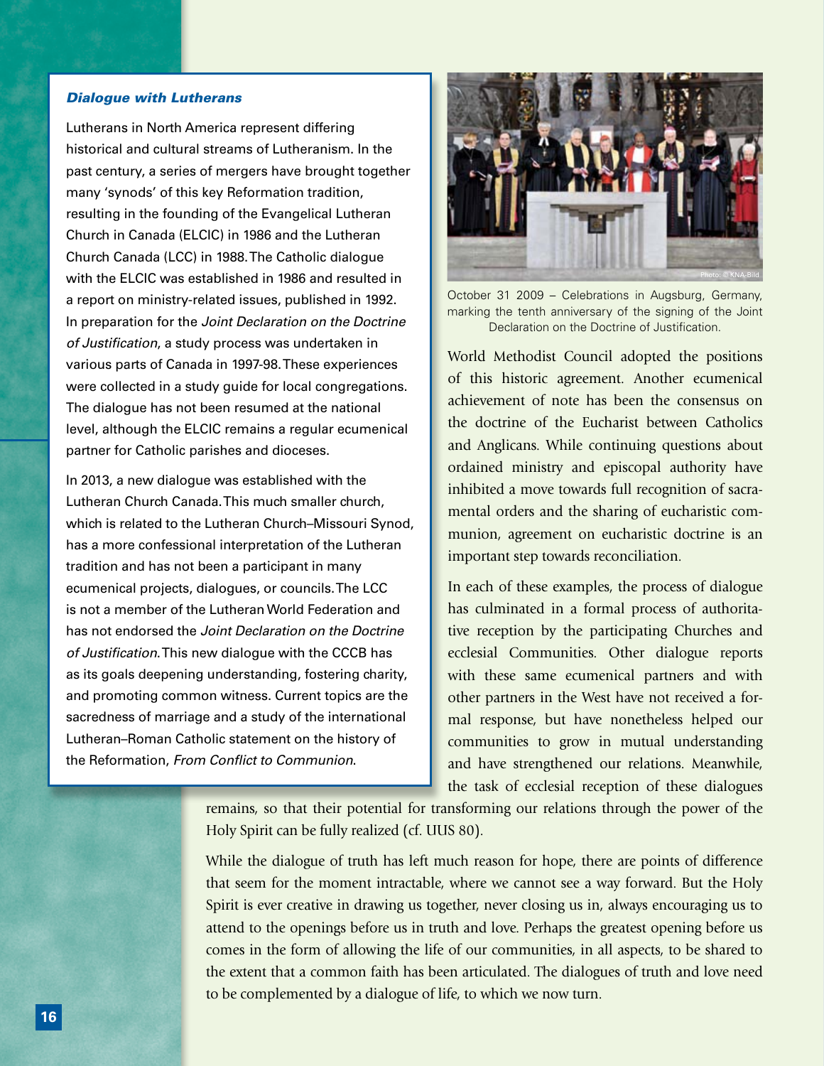### *Dialogue with Lutherans*

Lutherans in North America represent differing historical and cultural streams of Lutheranism. In the past century, a series of mergers have brought together many 'synods' of this key Reformation tradition, resulting in the founding of the Evangelical Lutheran Church in Canada (ELCIC) in 1986 and the Lutheran Church Canada (LCC) in 1988. The Catholic dialogue with the ELCIC was established in 1986 and resulted in a report on ministry-related issues, published in 1992. In preparation for the *Joint Declaration on the Doctrine of Justification*, a study process was undertaken in various parts of Canada in 1997-98. These experiences were collected in a study guide for local congregations. The dialogue has not been resumed at the national level, although the ELCIC remains a regular ecumenical partner for Catholic parishes and dioceses.

In 2013, a new dialogue was established with the Lutheran Church Canada. This much smaller church, which is related to the Lutheran Church–Missouri Synod, has a more confessional interpretation of the Lutheran tradition and has not been a participant in many ecumenical projects, dialogues, or councils. The LCC is not a member of the Lutheran World Federation and has not endorsed the *Joint Declaration on the Doctrine of Justification*. This new dialogue with the CCCB has as its goals deepening understanding, fostering charity, and promoting common witness. Current topics are the sacredness of marriage and a study of the international Lutheran–Roman Catholic statement on the history of the Reformation, *From Conflict to Communion*.

Photo: © KNA-Bild

October 31 2009 – Celebrations in Augsburg, Germany, marking the tenth anniversary of the signing of the Joint Declaration on the Doctrine of Justification.

World Methodist Council adopted the positions of this historic agreement. Another ecumenical achievement of note has been the consensus on the doctrine of the Eucharist between Catholics and Anglicans. While continuing questions about ordained ministry and episcopal authority have inhibited a move towards full recognition of sacramental orders and the sharing of eucharistic communion, agreement on eucharistic doctrine is an important step towards reconciliation.

In each of these examples, the process of dialogue has culminated in a formal process of authoritative reception by the participating Churches and ecclesial Communities. Other dialogue reports with these same ecumenical partners and with other partners in the West have not received a formal response, but have nonetheless helped our communities to grow in mutual understanding and have strengthened our relations. Meanwhile, the task of ecclesial reception of these dialogues remains, so that their potential for transforming our relations through the power of the Holy Spirit can be fully realized (cf. UUS 80).

While the dialogue of truth has left much reason for hope, there are points of difference that seem for the moment intractable, where we cannot see a way forward. But the Holy Spirit is ever creative in drawing us together, never closing us in, always encouraging us to attend to the openings before us in truth and love. Perhaps the greatest opening before us comes in the form of allowing the life of our communities, in all aspects, to be shared to the extent that a common faith has been articulated. The dialogues of truth and love need to be complemented by a dialogue of life, to which we now turn.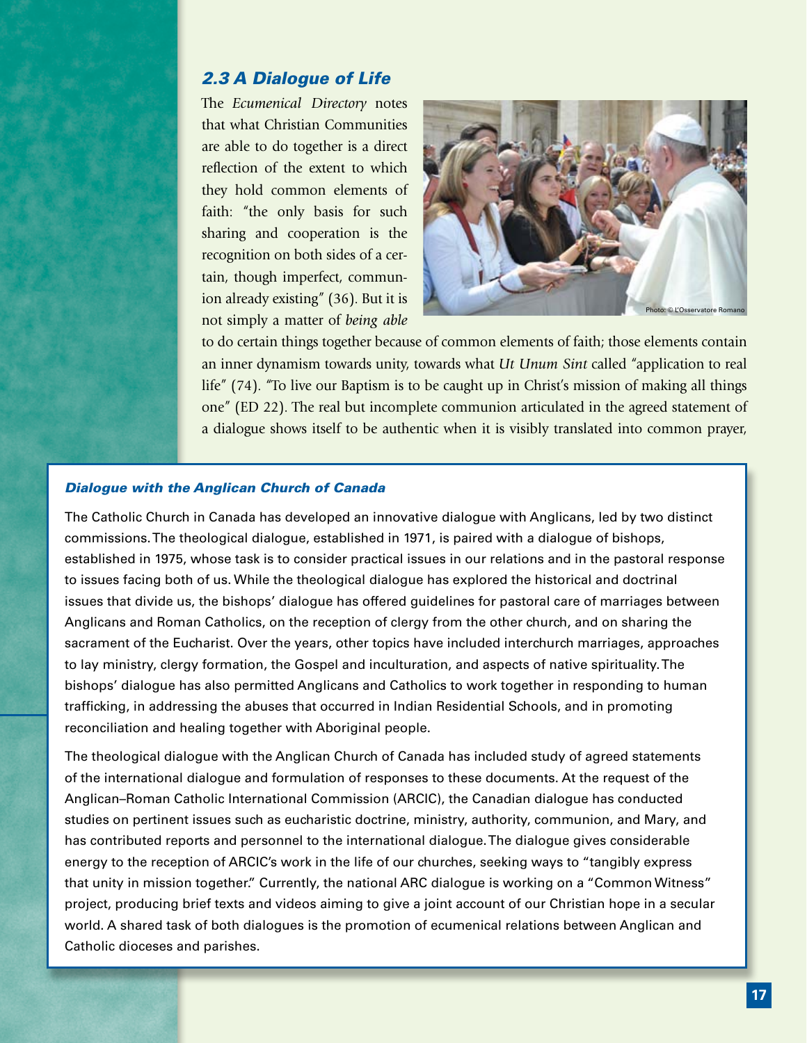### *2.3 A Dialogue of Life*

The *Ecumenical Directory* notes that what Christian Communities are able to do together is a direct reflection of the extent to which they hold common elements of faith: "the only basis for such sharing and cooperation is the recognition on both sides of a certain, though imperfect, communion already existing" (36). But it is not simply a matter of *being able* to do certain things together because of common elements of faith; those elements contain an inner dynamism towards unity, towards what *Ut Unum Sint* called "application to real life" (74). "To live our Baptism is to be caught up in Christ's mission of making all things one" (ED 22). The real but incomplete communion articulated in the agreed statement of a dialogue shows itself to be authentic when it is visibly translated into common prayer,

Photo: © L'Osservatore Romano

#### *Dialogue with the Anglican Church of Canada*

The Catholic Church in Canada has developed an innovative dialogue with Anglicans, led by two distinct commissions. The theological dialogue, established in 1971, is paired with a dialogue of bishops, established in 1975, whose task is to consider practical issues in our relations and in the pastoral response to issues facing both of us. While the theological dialogue has explored the historical and doctrinal issues that divide us, the bishops' dialogue has offered guidelines for pastoral care of marriages between Anglicans and Roman Catholics, on the reception of clergy from the other church, and on sharing the sacrament of the Eucharist. Over the years, other topics have included interchurch marriages, approaches to lay ministry, clergy formation, the Gospel and inculturation, and aspects of native spirituality. The bishops' dialogue has also permitted Anglicans and Catholics to work together in responding to human trafficking, in addressing the abuses that occurred in Indian Residential Schools, and in promoting reconciliation and healing together with Aboriginal people.

The theological dialogue with the Anglican Church of Canada has included study of agreed statements of the international dialogue and formulation of responses to these documents. At the request of the Anglican–Roman Catholic International Commission (ARCIC), the Canadian dialogue has conducted studies on pertinent issues such as eucharistic doctrine, ministry, authority, communion, and Mary, and has contributed reports and personnel to the international dialogue. The dialogue gives considerable energy to the reception of ARCIC's work in the life of our churches, seeking ways to "tangibly express that unity in mission together." Currently, the national ARC dialogue is working on a "Common Witness" project, producing brief texts and videos aiming to give a joint account of our Christian hope in a secular world. A shared task of both dialogues is the promotion of ecumenical relations between Anglican and Catholic dioceses and parishes.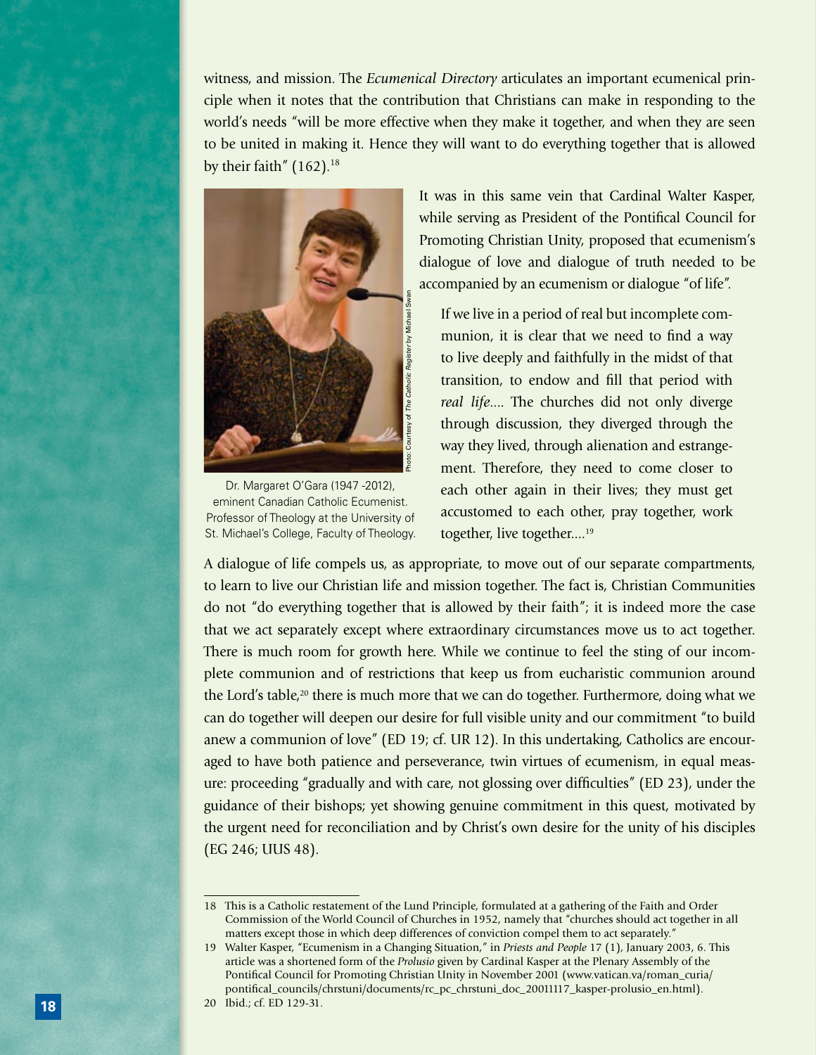witness, and mission. The *Ecumenical Directory* articulates an important ecumenical principle when it notes that the contribution that Christians can make in responding to the world's needs "will be more effective when they make it together, and when they are seen to be united in making it. Hence they will want to do everything together that is allowed by their faith" (162).[18]

Dr. Margaret O'Gara (1947 -2012), eminent Canadian Catholic Ecumenist. Professor of Theology at the University of St. Michael's College, Faculty of Theology.

Photo: Courtesy of *The Catholic Register* by Michael Swan

It was in this same vein that Cardinal Walter Kasper, while serving as President of the Pontifical Council for Promoting Christian Unity, proposed that ecumenism's dialogue of love and dialogue of truth needed to be accompanied by an ecumenism or dialogue "of life".

> If we live in a period of real but incomplete communion, it is clear that we need to find a way to live deeply and faithfully in the midst of that transition, to endow and fill that period with *real life*.... The churches did not only diverge through discussion, they diverged through the way they lived, through alienation and estrangement. Therefore, they need to come closer to each other again in their lives; they must get accustomed to each other, pray together, work together, live together....[19]

A dialogue of life compels us, as appropriate, to move out of our separate compartments, to learn to live our Christian life and mission together. The fact is, Christian Communities do not "do everything together that is allowed by their faith"; it is indeed more the case that we act separately except where extraordinary circumstances move us to act together. There is much room for growth here. While we continue to feel the sting of our incomplete communion and of restrictions that keep us from eucharistic communion around the Lord's table,[20] there is much more that we can do together. Furthermore, doing what we can do together will deepen our desire for full visible unity and our commitment "to build anew a communion of love" (ED 19; cf. UR 12). In this undertaking, Catholics are encouraged to have both patience and perseverance, twin virtues of ecumenism, in equal measure: proceeding "gradually and with care, not glossing over difficulties" (ED 23), under the guidance of their bishops; yet showing genuine commitment in this quest, motivated by the urgent need for reconciliation and by Christ's own desire for the unity of his disciples (EG 246; UUS 48).

---

18 This is a Catholic restatement of the Lund Principle, formulated at a gathering of the Faith and Order Commission of the World Council of Churches in 1952, namely that "churches should act together in all matters except those in which deep differences of conviction compel them to act separately."

19 Walter Kasper, "Ecumenism in a Changing Situation," in *Priests and People* 17 (1), January 2003, 6. This article was a shortened form of the *Prolusio* given by Cardinal Kasper at the Plenary Assembly of the Pontifical Council for Promoting Christian Unity in November 2001 (www.vatican.va/roman_curia/pontifical_councils/chrstuni/documents/rc_pc_chrstuni_doc_20011117_kasper-prolusio_en.html).

20 Ibid.; cf. ED 129-31.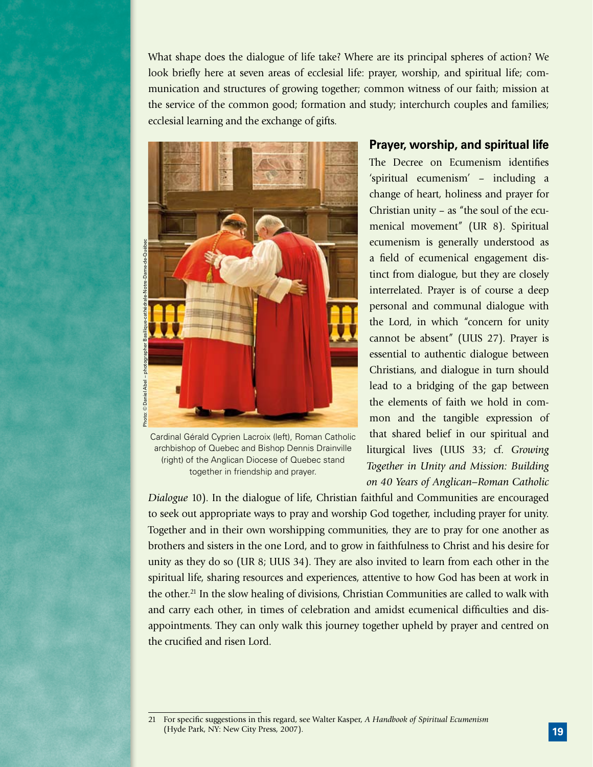What shape does the dialogue of life take? Where are its principal spheres of action? We look briefly here at seven areas of ecclesial life: prayer, worship, and spiritual life; communication and structures of growing together; common witness of our faith; mission at the service of the common good; formation and study; interchurch couples and families; ecclesial learning and the exchange of gifts.

Photo: © Daniel Abel – photographer Basilique-cathédrale-Notre-Dame-de-Québec

Cardinal Gérald Cyprien Lacroix (left), Roman Catholic archbishop of Quebec and Bishop Dennis Drainville (right) of the Anglican Diocese of Quebec stand together in friendship and prayer.

## Prayer, worship, and spiritual life

The Decree on Ecumenism identifies 'spiritual ecumenism' – including a change of heart, holiness and prayer for Christian unity – as "the soul of the ecumenical movement" (UR 8). Spiritual ecumenism is generally understood as a field of ecumenical engagement distinct from dialogue, but they are closely interrelated. Prayer is of course a deep personal and communal dialogue with the Lord, in which "concern for unity cannot be absent" (UUS 27). Prayer is essential to authentic dialogue between Christians, and dialogue in turn should lead to a bridging of the gap between the elements of faith we hold in common and the tangible expression of that shared belief in our spiritual and liturgical lives (UUS 33; cf. *Growing Together in Unity and Mission: Building on 40 Years of Anglican–Roman Catholic Dialogue* 10). In the dialogue of life, Christian faithful and Communities are encouraged to seek out appropriate ways to pray and worship God together, including prayer for unity. Together and in their own worshipping communities, they are to pray for one another as brothers and sisters in the one Lord, and to grow in faithfulness to Christ and his desire for unity as they do so (UR 8; UUS 34). They are also invited to learn from each other in the spiritual life, sharing resources and experiences, attentive to how God has been at work in the other.[21] In the slow healing of divisions, Christian Communities are called to walk with and carry each other, in times of celebration and amidst ecumenical difficulties and disappointments. They can only walk this journey together upheld by prayer and centred on the crucified and risen Lord.

---

21 For specific suggestions in this regard, see Walter Kasper, *A Handbook of Spiritual Ecumenism* (Hyde Park, NY: New City Press, 2007).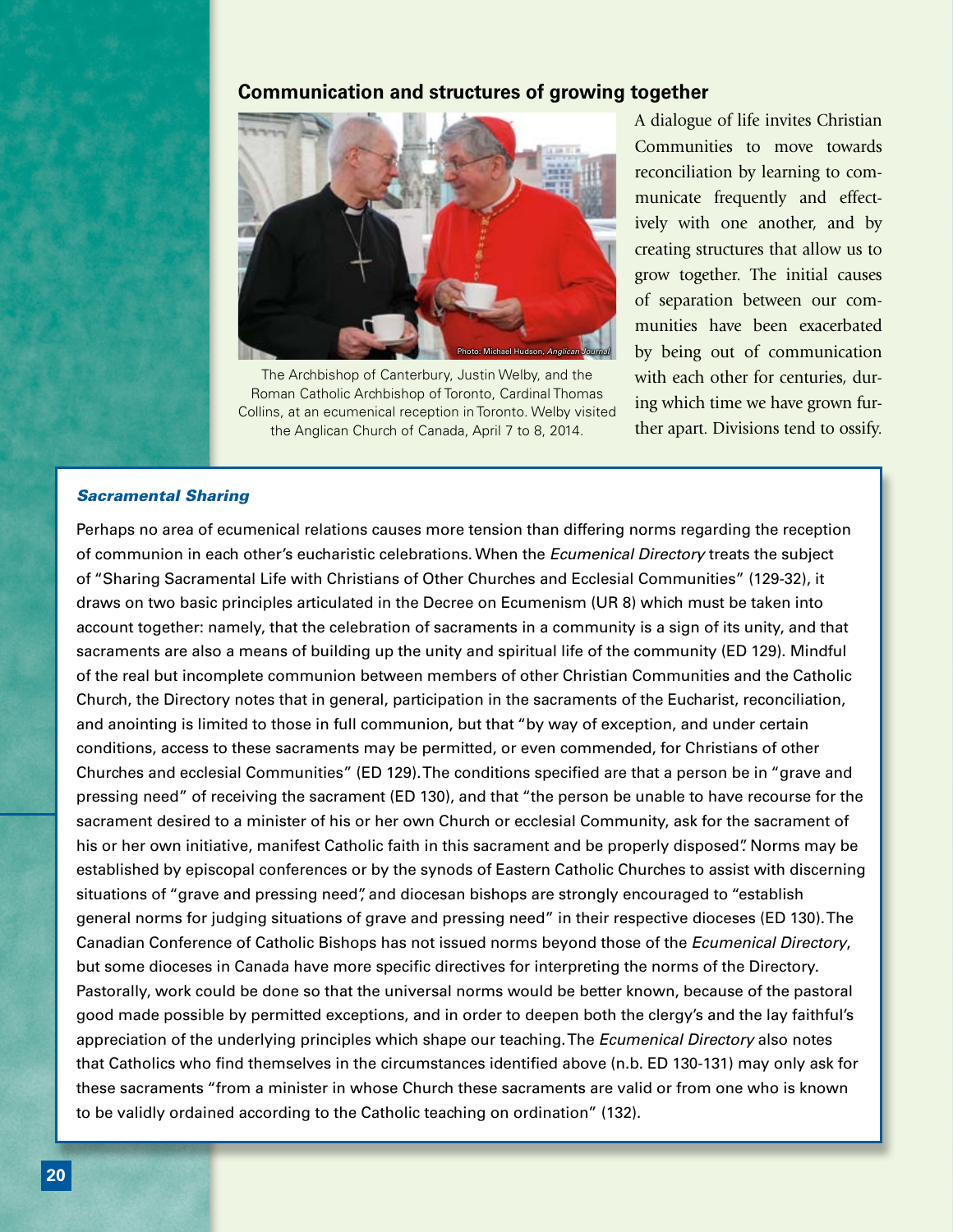## Communication and structures of growing together

Photo: Michael Hudson, *Anglican Journal*

The Archbishop of Canterbury, Justin Welby, and the Roman Catholic Archbishop of Toronto, Cardinal Thomas Collins, at an ecumenical reception in Toronto. Welby visited the Anglican Church of Canada, April 7 to 8, 2014.

A dialogue of life invites Christian Communities to move towards reconciliation by learning to communicate frequently and effectively with one another, and by creating structures that allow us to grow together. The initial causes of separation between our communities have been exacerbated by being out of communication with each other for centuries, during which time we have grown further apart. Divisions tend to ossify.

### *Sacramental Sharing*

Perhaps no area of ecumenical relations causes more tension than differing norms regarding the reception of communion in each other's eucharistic celebrations. When the *Ecumenical Directory* treats the subject of "Sharing Sacramental Life with Christians of Other Churches and Ecclesial Communities" (129-32), it draws on two basic principles articulated in the Decree on Ecumenism (UR 8) which must be taken into account together: namely, that the celebration of sacraments in a community is a sign of its unity, and that sacraments are also a means of building up the unity and spiritual life of the community (ED 129). Mindful of the real but incomplete communion between members of other Christian Communities and the Catholic Church, the Directory notes that in general, participation in the sacraments of the Eucharist, reconciliation, and anointing is limited to those in full communion, but that "by way of exception, and under certain conditions, access to these sacraments may be permitted, or even commended, for Christians of other Churches and ecclesial Communities" (ED 129). The conditions specified are that a person be in "grave and pressing need" of receiving the sacrament (ED 130), and that "the person be unable to have recourse for the sacrament desired to a minister of his or her own Church or ecclesial Community, ask for the sacrament of his or her own initiative, manifest Catholic faith in this sacrament and be properly disposed". Norms may be established by episcopal conferences or by the synods of Eastern Catholic Churches to assist with discerning situations of "grave and pressing need", and diocesan bishops are strongly encouraged to "establish general norms for judging situations of grave and pressing need" in their respective dioceses (ED 130). The Canadian Conference of Catholic Bishops has not issued norms beyond those of the *Ecumenical Directory*, but some dioceses in Canada have more specific directives for interpreting the norms of the Directory. Pastorally, work could be done so that the universal norms would be better known, because of the pastoral good made possible by permitted exceptions, and in order to deepen both the clergy's and the lay faithful's appreciation of the underlying principles which shape our teaching. The *Ecumenical Directory* also notes that Catholics who find themselves in the circumstances identified above (n.b. ED 130-131) may only ask for these sacraments "from a minister in whose Church these sacraments are valid or from one who is known to be validly ordained according to the Catholic teaching on ordination" (132).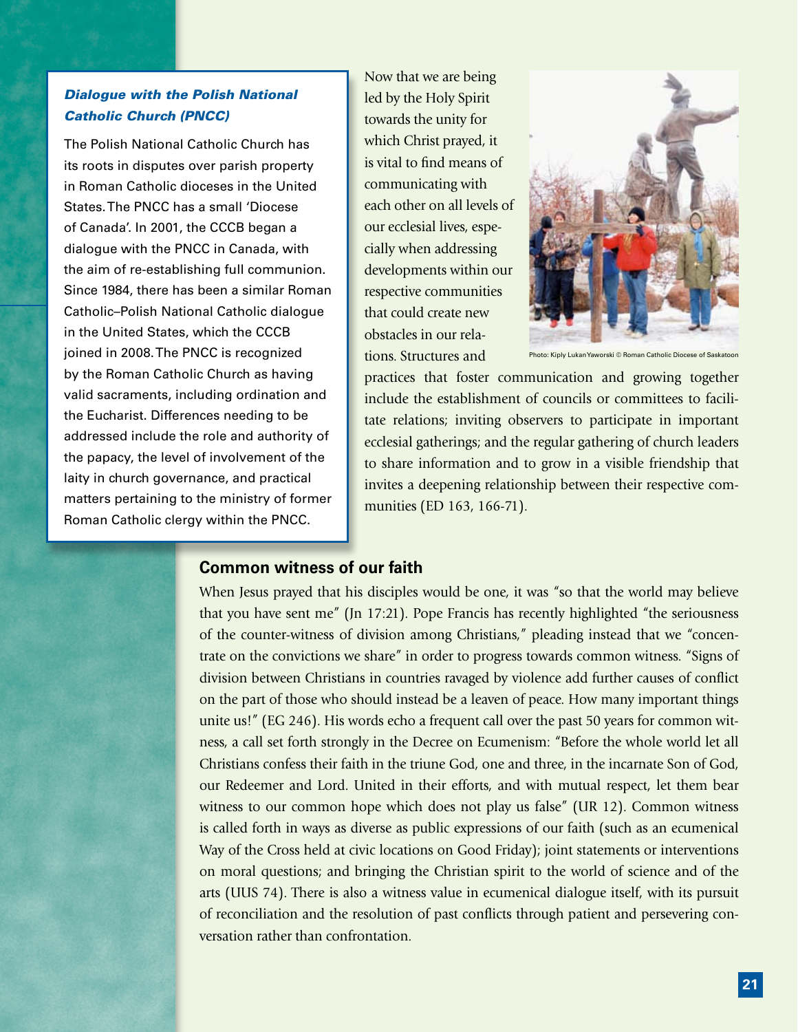### *Dialogue with the Polish National Catholic Church (PNCC)*

The Polish National Catholic Church has its roots in disputes over parish property in Roman Catholic dioceses in the United States. The PNCC has a small 'Diocese of Canada'. In 2001, the CCCB began a dialogue with the PNCC in Canada, with the aim of re-establishing full communion. Since 1984, there has been a similar Roman Catholic–Polish National Catholic dialogue in the United States, which the CCCB joined in 2008. The PNCC is recognized by the Roman Catholic Church as having valid sacraments, including ordination and the Eucharist. Differences needing to be addressed include the role and authority of the papacy, the level of involvement of the laity in church governance, and practical matters pertaining to the ministry of former Roman Catholic clergy within the PNCC.

Now that we are being led by the Holy Spirit towards the unity for which Christ prayed, it is vital to find means of communicating with each other on all levels of our ecclesial lives, especially when addressing developments within our respective communities that could create new obstacles in our relations. Structures and practices that foster communication and growing together include the establishment of councils or committees to facilitate relations; inviting observers to participate in important ecclesial gatherings; and the regular gathering of church leaders to share information and to grow in a visible friendship that invites a deepening relationship between their respective communities (ED 163, 166-71).

Photo: Kiply Lukan Yaworski © Roman Catholic Diocese of Saskatoon

## Common witness of our faith

When Jesus prayed that his disciples would be one, it was "so that the world may believe that you have sent me" (Jn 17:21). Pope Francis has recently highlighted "the seriousness of the counter-witness of division among Christians," pleading instead that we "concentrate on the convictions we share" in order to progress towards common witness. "Signs of division between Christians in countries ravaged by violence add further causes of conflict on the part of those who should instead be a leaven of peace. How many important things unite us!" (EG 246). His words echo a frequent call over the past 50 years for common witness, a call set forth strongly in the Decree on Ecumenism: "Before the whole world let all Christians confess their faith in the triune God, one and three, in the incarnate Son of God, our Redeemer and Lord. United in their efforts, and with mutual respect, let them bear witness to our common hope which does not play us false" (UR 12). Common witness is called forth in ways as diverse as public expressions of our faith (such as an ecumenical Way of the Cross held at civic locations on Good Friday); joint statements or interventions on moral questions; and bringing the Christian spirit to the world of science and of the arts (UUS 74). There is also a witness value in ecumenical dialogue itself, with its pursuit of reconciliation and the resolution of past conflicts through patient and persevering conversation rather than confrontation.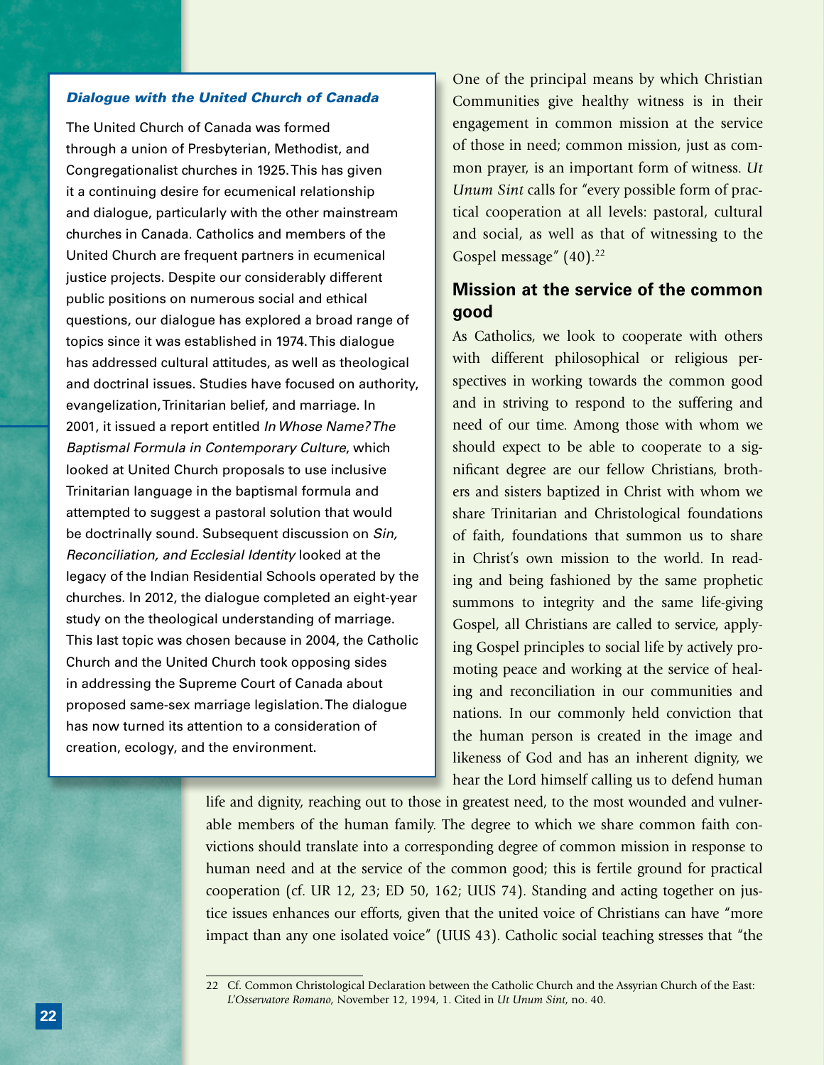### *Dialogue with the United Church of Canada*

The United Church of Canada was formed through a union of Presbyterian, Methodist, and Congregationalist churches in 1925. This has given it a continuing desire for ecumenical relationship and dialogue, particularly with the other mainstream churches in Canada. Catholics and members of the United Church are frequent partners in ecumenical justice projects. Despite our considerably different public positions on numerous social and ethical questions, our dialogue has explored a broad range of topics since it was established in 1974. This dialogue has addressed cultural attitudes, as well as theological and doctrinal issues. Studies have focused on authority, evangelization, Trinitarian belief, and marriage. In 2001, it issued a report entitled *In Whose Name? The Baptismal Formula in Contemporary Culture*, which looked at United Church proposals to use inclusive Trinitarian language in the baptismal formula and attempted to suggest a pastoral solution that would be doctrinally sound. Subsequent discussion on *Sin, Reconciliation, and Ecclesial Identity* looked at the legacy of the Indian Residential Schools operated by the churches. In 2012, the dialogue completed an eight-year study on the theological understanding of marriage. This last topic was chosen because in 2004, the Catholic Church and the United Church took opposing sides in addressing the Supreme Court of Canada about proposed same-sex marriage legislation. The dialogue has now turned its attention to a consideration of creation, ecology, and the environment.

One of the principal means by which Christian Communities give healthy witness is in their engagement in common mission at the service of those in need; common mission, just as common prayer, is an important form of witness. *Ut Unum Sint* calls for "every possible form of practical cooperation at all levels: pastoral, cultural and social, as well as that of witnessing to the Gospel message" (40).[22]

## Mission at the service of the common good

As Catholics, we look to cooperate with others with different philosophical or religious perspectives in working towards the common good and in striving to respond to the suffering and need of our time. Among those with whom we should expect to be able to cooperate to a significant degree are our fellow Christians, brothers and sisters baptized in Christ with whom we share Trinitarian and Christological foundations of faith, foundations that summon us to share in Christ's own mission to the world. In reading and being fashioned by the same prophetic summons to integrity and the same life-giving Gospel, all Christians are called to service, applying Gospel principles to social life by actively promoting peace and working at the service of healing and reconciliation in our communities and nations. In our commonly held conviction that the human person is created in the image and likeness of God and has an inherent dignity, we hear the Lord himself calling us to defend human life and dignity, reaching out to those in greatest need, to the most wounded and vulnerable members of the human family. The degree to which we share common faith convictions should translate into a corresponding degree of common mission in response to human need and at the service of the common good; this is fertile ground for practical cooperation (cf. UR 12, 23; ED 50, 162; UUS 74). Standing and acting together on justice issues enhances our efforts, given that the united voice of Christians can have "more impact than any one isolated voice" (UUS 43). Catholic social teaching stresses that "the

---

22 Cf. Common Christological Declaration between the Catholic Church and the Assyrian Church of the East: *L'Osservatore Romano*, November 12, 1994, 1. Cited in *Ut Unum Sint*, no. 40.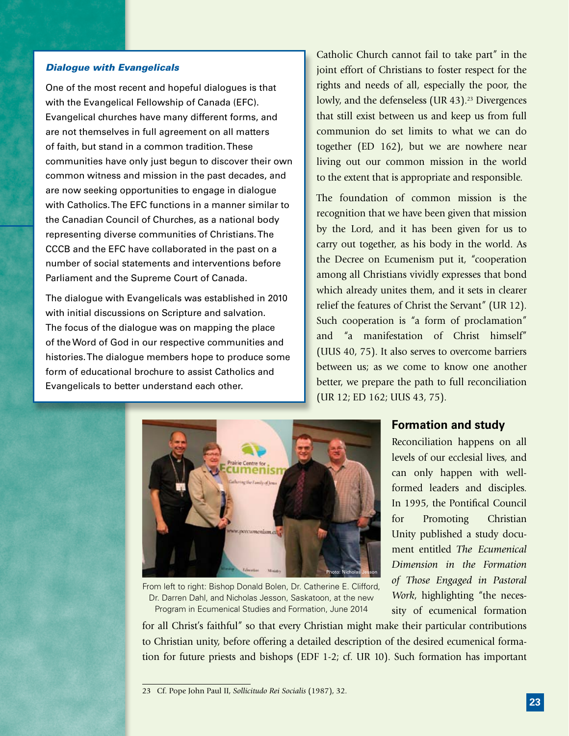### *Dialogue with Evangelicals*

One of the most recent and hopeful dialogues is that with the Evangelical Fellowship of Canada (EFC). Evangelical churches have many different forms, and are not themselves in full agreement on all matters of faith, but stand in a common tradition. These communities have only just begun to discover their own common witness and mission in the past decades, and are now seeking opportunities to engage in dialogue with Catholics. The EFC functions in a manner similar to the Canadian Council of Churches, as a national body representing diverse communities of Christians. The CCCB and the EFC have collaborated in the past on a number of social statements and interventions before Parliament and the Supreme Court of Canada.

The dialogue with Evangelicals was established in 2010 with initial discussions on Scripture and salvation. The focus of the dialogue was on mapping the place of the Word of God in our respective communities and histories. The dialogue members hope to produce some form of educational brochure to assist Catholics and Evangelicals to better understand each other.

Catholic Church cannot fail to take part" in the joint effort of Christians to foster respect for the rights and needs of all, especially the poor, the lowly, and the defenseless (UR 43).[23] Divergences that still exist between us and keep us from full communion do set limits to what we can do together (ED 162), but we are nowhere near living out our common mission in the world to the extent that is appropriate and responsible.

The foundation of common mission is the recognition that we have been given that mission by the Lord, and it has been given for us to carry out together, as his body in the world. As the Decree on Ecumenism put it, "cooperation among all Christians vividly expresses that bond which already unites them, and it sets in clearer relief the features of Christ the Servant" (UR 12). Such cooperation is "a form of proclamation" and "a manifestation of Christ himself" (UUS 40, 75). It also serves to overcome barriers between us; as we come to know one another better, we prepare the path to full reconciliation (UR 12; ED 162; UUS 43, 75).

Photo: Nicholas Jesson

From left to right: Bishop Donald Bolen, Dr. Catherine E. Clifford, Dr. Darren Dahl, and Nicholas Jesson, Saskatoon, at the new Program in Ecumenical Studies and Formation, June 2014

## Formation and study

Reconciliation happens on all levels of our ecclesial lives, and can only happen with well-formed leaders and disciples. In 1995, the Pontifical Council for Promoting Christian Unity published a study document entitled *The Ecumenical Dimension in the Formation of Those Engaged in Pastoral Work*, highlighting "the necessity of ecumenical formation for all Christ's faithful" so that every Christian might make their particular contributions to Christian unity, before offering a detailed description of the desired ecumenical formation for future priests and bishops (EDF 1-2; cf. UR 10). Such formation has important

23 Cf. Pope John Paul II, *Sollicitudo Rei Socialis* (1987), 32.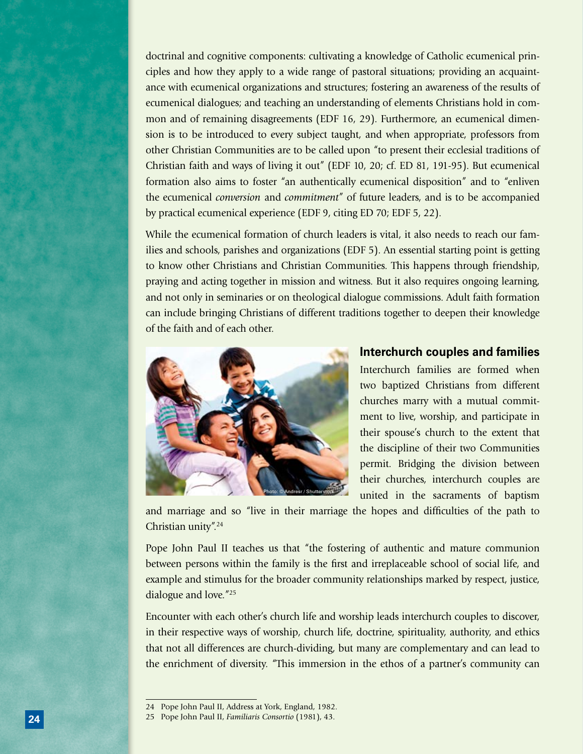doctrinal and cognitive components: cultivating a knowledge of Catholic ecumenical principles and how they apply to a wide range of pastoral situations; providing an acquaintance with ecumenical organizations and structures; fostering an awareness of the results of ecumenical dialogues; and teaching an understanding of elements Christians hold in common and of remaining disagreements (EDF 16, 29). Furthermore, an ecumenical dimension is to be introduced to every subject taught, and when appropriate, professors from other Christian Communities are to be called upon "to present their ecclesial traditions of Christian faith and ways of living it out" (EDF 10, 20; cf. ED 81, 191-95). But ecumenical formation also aims to foster "an authentically ecumenical disposition" and to "enliven the ecumenical *conversion* and *commitment*" of future leaders, and is to be accompanied by practical ecumenical experience (EDF 9, citing ED 70; EDF 5, 22).

While the ecumenical formation of church leaders is vital, it also needs to reach our families and schools, parishes and organizations (EDF 5). An essential starting point is getting to know other Christians and Christian Communities. This happens through friendship, praying and acting together in mission and witness. But it also requires ongoing learning, and not only in seminaries or on theological dialogue commissions. Adult faith formation can include bringing Christians of different traditions together to deepen their knowledge of the faith and of each other.

Photo: © Andresr / Shutterstock

## Interchurch couples and families

Interchurch families are formed when two baptized Christians from different churches marry with a mutual commitment to live, worship, and participate in their spouse's church to the extent that the discipline of their two Communities permit. Bridging the division between their churches, interchurch couples are united in the sacraments of baptism and marriage and so "live in their marriage the hopes and difficulties of the path to Christian unity".[24]

Pope John Paul II teaches us that "the fostering of authentic and mature communion between persons within the family is the first and irreplaceable school of social life, and example and stimulus for the broader community relationships marked by respect, justice, dialogue and love."[25]

Encounter with each other's church life and worship leads interchurch couples to discover, in their respective ways of worship, church life, doctrine, spirituality, authority, and ethics that not all differences are church-dividing, but many are complementary and can lead to the enrichment of diversity. "This immersion in the ethos of a partner's community can

---

24 Pope John Paul II, Address at York, England, 1982.

25 Pope John Paul II, *Familiaris Consortio* (1981), 43.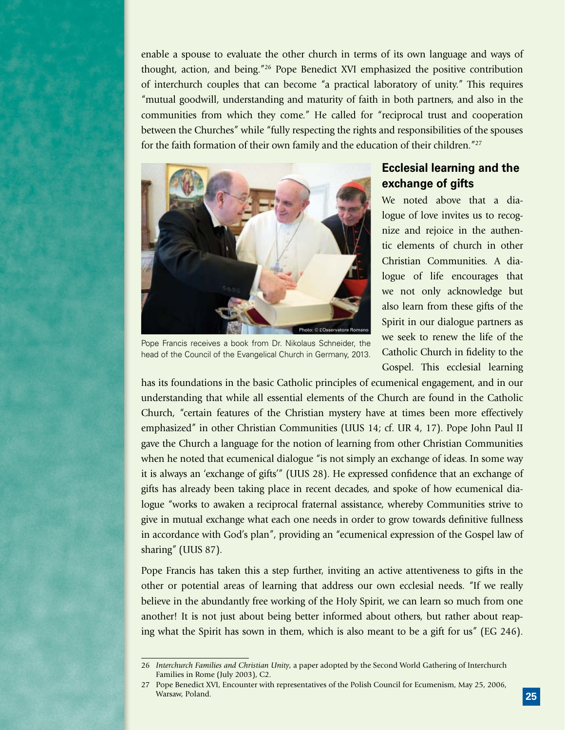enable a spouse to evaluate the other church in terms of its own language and ways of thought, action, and being."[26] Pope Benedict XVI emphasized the positive contribution of interchurch couples that can become "a practical laboratory of unity." This requires "mutual goodwill, understanding and maturity of faith in both partners, and also in the communities from which they come." He called for "reciprocal trust and cooperation between the Churches" while "fully respecting the rights and responsibilities of the spouses for the faith formation of their own family and the education of their children."[27]

Photo: © L'Osservatore Romano

Pope Francis receives a book from Dr. Nikolaus Schneider, the head of the Council of the Evangelical Church in Germany, 2013.

## Ecclesial learning and the exchange of gifts

We noted above that a dialogue of love invites us to recognize and rejoice in the authentic elements of church in other Christian Communities. A dialogue of life encourages that we not only acknowledge but also learn from these gifts of the Spirit in our dialogue partners as we seek to renew the life of the Catholic Church in fidelity to the Gospel. This ecclesial learning has its foundations in the basic Catholic principles of ecumenical engagement, and in our understanding that while all essential elements of the Church are found in the Catholic Church, "certain features of the Christian mystery have at times been more effectively emphasized" in other Christian Communities (UUS 14; cf. UR 4, 17). Pope John Paul II gave the Church a language for the notion of learning from other Christian Communities when he noted that ecumenical dialogue "is not simply an exchange of ideas. In some way it is always an 'exchange of gifts'" (UUS 28). He expressed confidence that an exchange of gifts has already been taking place in recent decades, and spoke of how ecumenical dialogue "works to awaken a reciprocal fraternal assistance, whereby Communities strive to give in mutual exchange what each one needs in order to grow towards definitive fullness in accordance with God's plan", providing an "ecumenical expression of the Gospel law of sharing" (UUS 87).

Pope Francis has taken this a step further, inviting an active attentiveness to gifts in the other or potential areas of learning that address our own ecclesial needs. "If we really believe in the abundantly free working of the Holy Spirit, we can learn so much from one another! It is not just about being better informed about others, but rather about reaping what the Spirit has sown in them, which is also meant to be a gift for us" (EG 246).

---

26 *Interchurch Families and Christian Unity*, a paper adopted by the Second World Gathering of Interchurch Families in Rome (July 2003), C2.

27 Pope Benedict XVI, Encounter with representatives of the Polish Council for Ecumenism, May 25, 2006, Warsaw, Poland.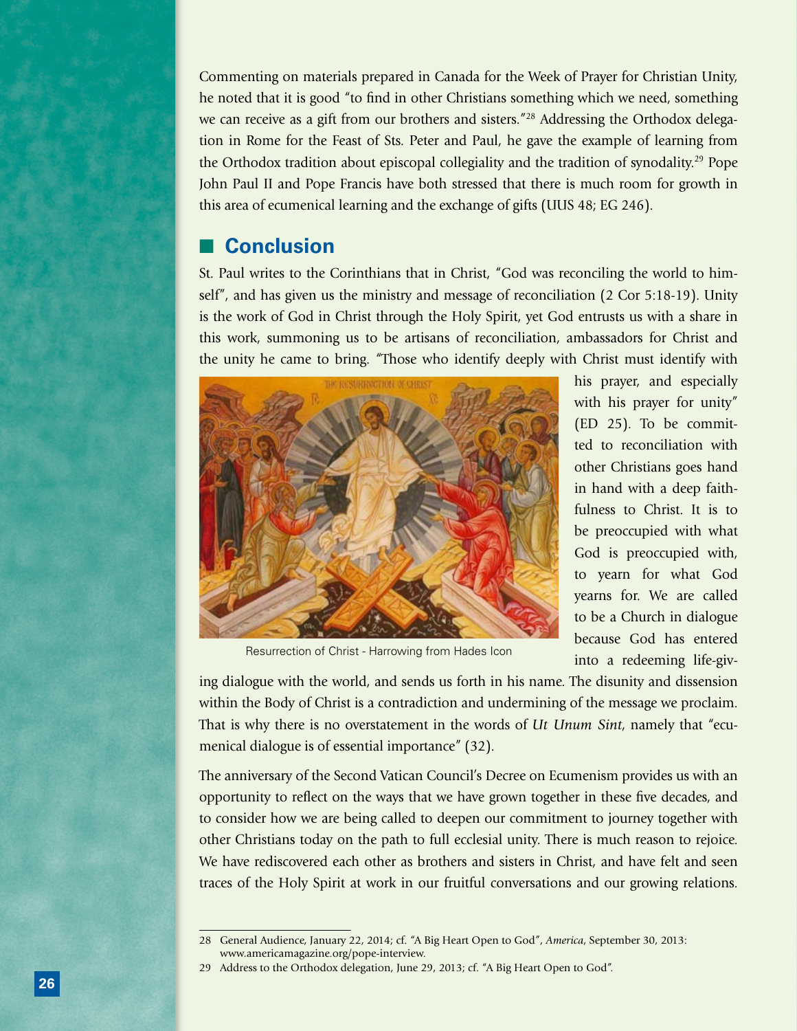Commenting on materials prepared in Canada for the Week of Prayer for Christian Unity, he noted that it is good "to find in other Christians something which we need, something we can receive as a gift from our brothers and sisters."[28] Addressing the Orthodox delegation in Rome for the Feast of Sts. Peter and Paul, he gave the example of learning from the Orthodox tradition about episcopal collegiality and the tradition of synodality.[29] Pope John Paul II and Pope Francis have both stressed that there is much room for growth in this area of ecumenical learning and the exchange of gifts (UUS 48; EG 246).

## Conclusion

St. Paul writes to the Corinthians that in Christ, "God was reconciling the world to himself", and has given us the ministry and message of reconciliation (2 Cor 5:18-19). Unity is the work of God in Christ through the Holy Spirit, yet God entrusts us with a share in this work, summoning us to be artisans of reconciliation, ambassadors for Christ and the unity he came to bring. "Those who identify deeply with Christ must identify with his prayer, and especially with his prayer for unity" (ED 25). To be committed to reconciliation with other Christians goes hand in hand with a deep faithfulness to Christ. It is to be preoccupied with what God is preoccupied with, to yearn for what God yearns for. We are called to be a Church in dialogue because God has entered into a redeeming life-giving dialogue with the world, and sends us forth in his name. The disunity and dissension within the Body of Christ is a contradiction and undermining of the message we proclaim. That is why there is no overstatement in the words of *Ut Unum Sint*, namely that "ecumenical dialogue is of essential importance" (32).

Resurrection of Christ - Harrowing from Hades Icon

The anniversary of the Second Vatican Council's Decree on Ecumenism provides us with an opportunity to reflect on the ways that we have grown together in these five decades, and to consider how we are being called to deepen our commitment to journey together with other Christians today on the path to full ecclesial unity. There is much reason to rejoice. We have rediscovered each other as brothers and sisters in Christ, and have felt and seen traces of the Holy Spirit at work in our fruitful conversations and our growing relations.

---

28 General Audience, January 22, 2014; cf. "A Big Heart Open to God", *America*, September 30, 2013: www.americamagazine.org/pope-interview.

29 Address to the Orthodox delegation, June 29, 2013; cf. "A Big Heart Open to God".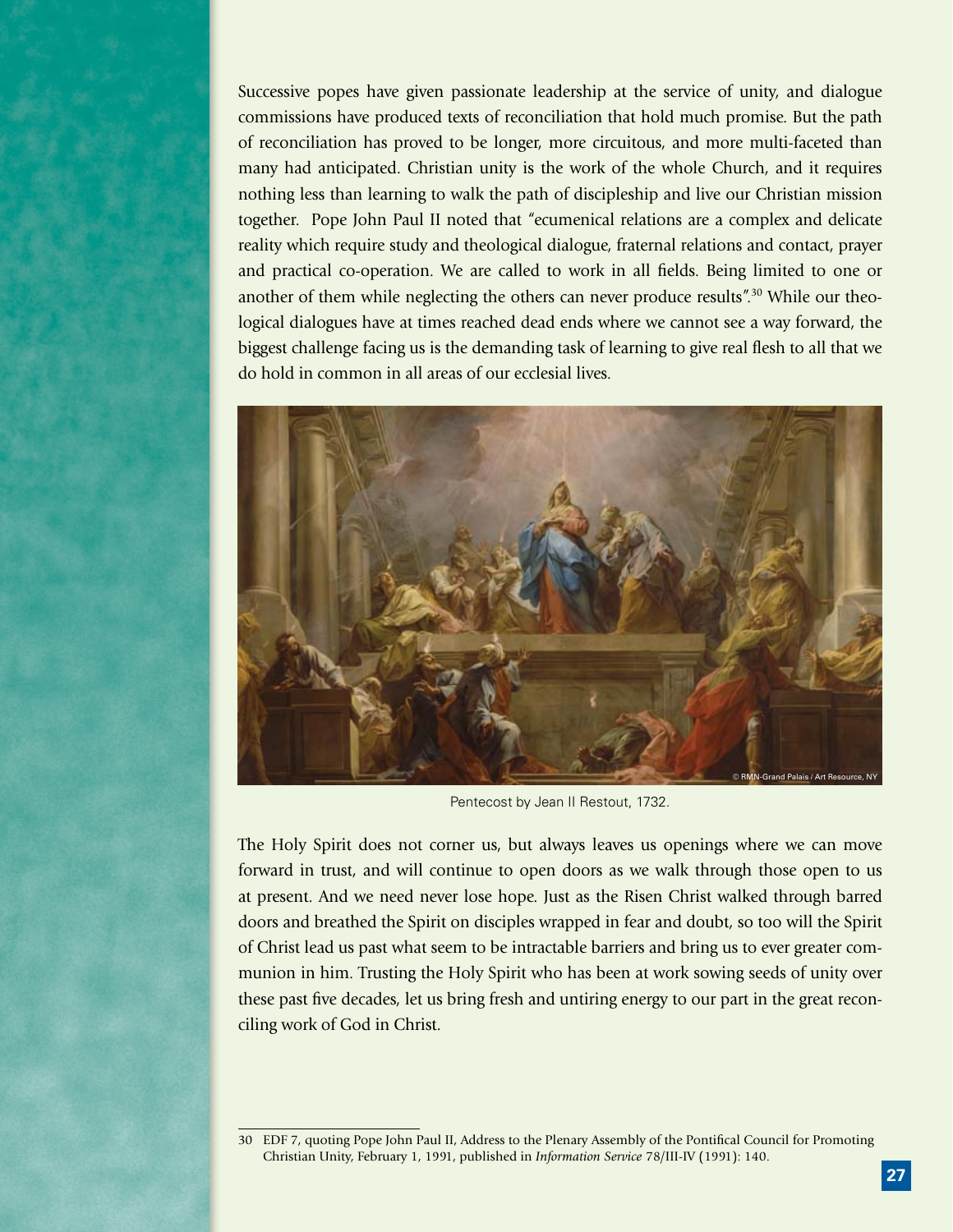Successive popes have given passionate leadership at the service of unity, and dialogue commissions have produced texts of reconciliation that hold much promise. But the path of reconciliation has proved to be longer, more circuitous, and more multi-faceted than many had anticipated. Christian unity is the work of the whole Church, and it requires nothing less than learning to walk the path of discipleship and live our Christian mission together. Pope John Paul II noted that "ecumenical relations are a complex and delicate reality which require study and theological dialogue, fraternal relations and contact, prayer and practical co-operation. We are called to work in all fields. Being limited to one or another of them while neglecting the others can never produce results".[30] While our theological dialogues have at times reached dead ends where we cannot see a way forward, the biggest challenge facing us is the demanding task of learning to give real flesh to all that we do hold in common in all areas of our ecclesial lives.

© RMN-Grand Palais / Art Resource, NY

Pentecost by Jean II Restout, 1732.

The Holy Spirit does not corner us, but always leaves us openings where we can move forward in trust, and will continue to open doors as we walk through those open to us at present. And we need never lose hope. Just as the Risen Christ walked through barred doors and breathed the Spirit on disciples wrapped in fear and doubt, so too will the Spirit of Christ lead us past what seem to be intractable barriers and bring us to ever greater communion in him. Trusting the Holy Spirit who has been at work sowing seeds of unity over these past five decades, let us bring fresh and untiring energy to our part in the great reconciling work of God in Christ.

---

30 EDF 7, quoting Pope John Paul II, Address to the Plenary Assembly of the Pontifical Council for Promoting Christian Unity, February 1, 1991, published in *Information Service* 78/III-IV (1991): 140.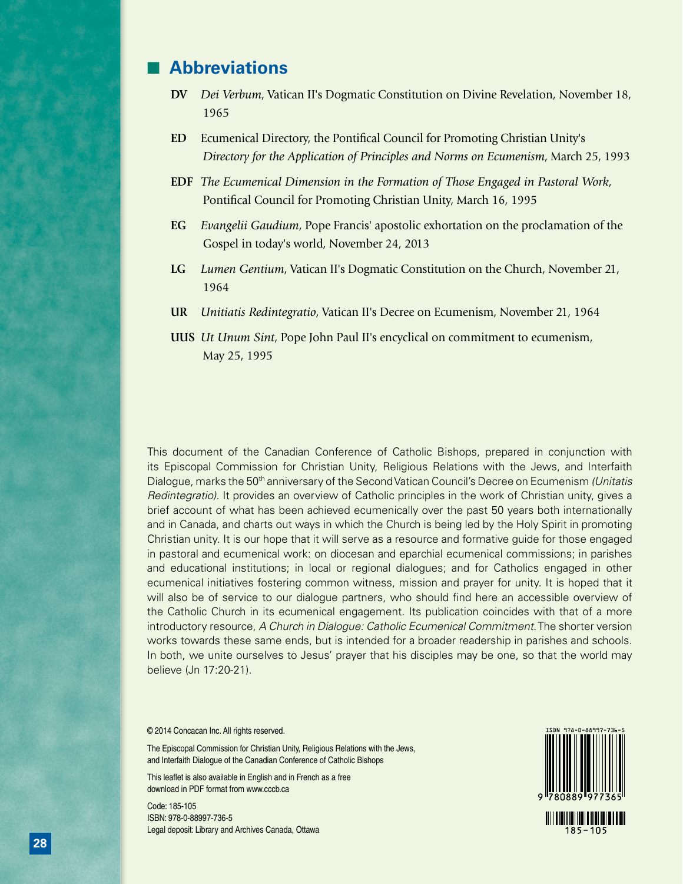## Abbreviations

**DV** *Dei Verbum*, Vatican II's Dogmatic Constitution on Divine Revelation, November 18, 1965

**ED** Ecumenical Directory, the Pontifical Council for Promoting Christian Unity's *Directory for the Application of Principles and Norms on Ecumenism*, March 25, 1993

**EDF** *The Ecumenical Dimension in the Formation of Those Engaged in Pastoral Work*, Pontifical Council for Promoting Christian Unity, March 16, 1995

**EG** *Evangelii Gaudium*, Pope Francis' apostolic exhortation on the proclamation of the Gospel in today's world, November 24, 2013

**LG** *Lumen Gentium*, Vatican II's Dogmatic Constitution on the Church, November 21, 1964

**UR** *Unitiatis Redintegratio*, Vatican II's Decree on Ecumenism, November 21, 1964

**UUS** *Ut Unum Sint*, Pope John Paul II's encyclical on commitment to ecumenism, May 25, 1995

This document of the Canadian Conference of Catholic Bishops, prepared in conjunction with its Episcopal Commission for Christian Unity, Religious Relations with the Jews, and Interfaith Dialogue, marks the 50th anniversary of the Second Vatican Council's Decree on Ecumenism *(Unitatis Redintegratio)*. It provides an overview of Catholic principles in the work of Christian unity, gives a brief account of what has been achieved ecumenically over the past 50 years both internationally and in Canada, and charts out ways in which the Church is being led by the Holy Spirit in promoting Christian unity. It is our hope that it will serve as a resource and formative guide for those engaged in pastoral and ecumenical work: on diocesan and eparchial ecumenical commissions; in parishes and educational institutions; in local or regional dialogues; and for Catholics engaged in other ecumenical initiatives fostering common witness, mission and prayer for unity. It is hoped that it will also be of service to our dialogue partners, who should find here an accessible overview of the Catholic Church in its ecumenical engagement. Its publication coincides with that of a more introductory resource, *A Church in Dialogue: Catholic Ecumenical Commitment*. The shorter version works towards these same ends, but is intended for a broader readership in parishes and schools. In both, we unite ourselves to Jesus' prayer that his disciples may be one, so that the world may believe (Jn 17:20-21).

© 2014 Concacan Inc. All rights reserved.

The Episcopal Commission for Christian Unity, Religious Relations with the Jews, and Interfaith Dialogue of the Canadian Conference of Catholic Bishops

This leaflet is also available in English and in French as a free download in PDF format from www.cccb.ca

Code: 185-105
ISBN: 978-0-88997-736-5
Legal deposit: Library and Archives Canada, Ottawa

ISBN 978-0-88997-736-5
9 780889 977365
185-105